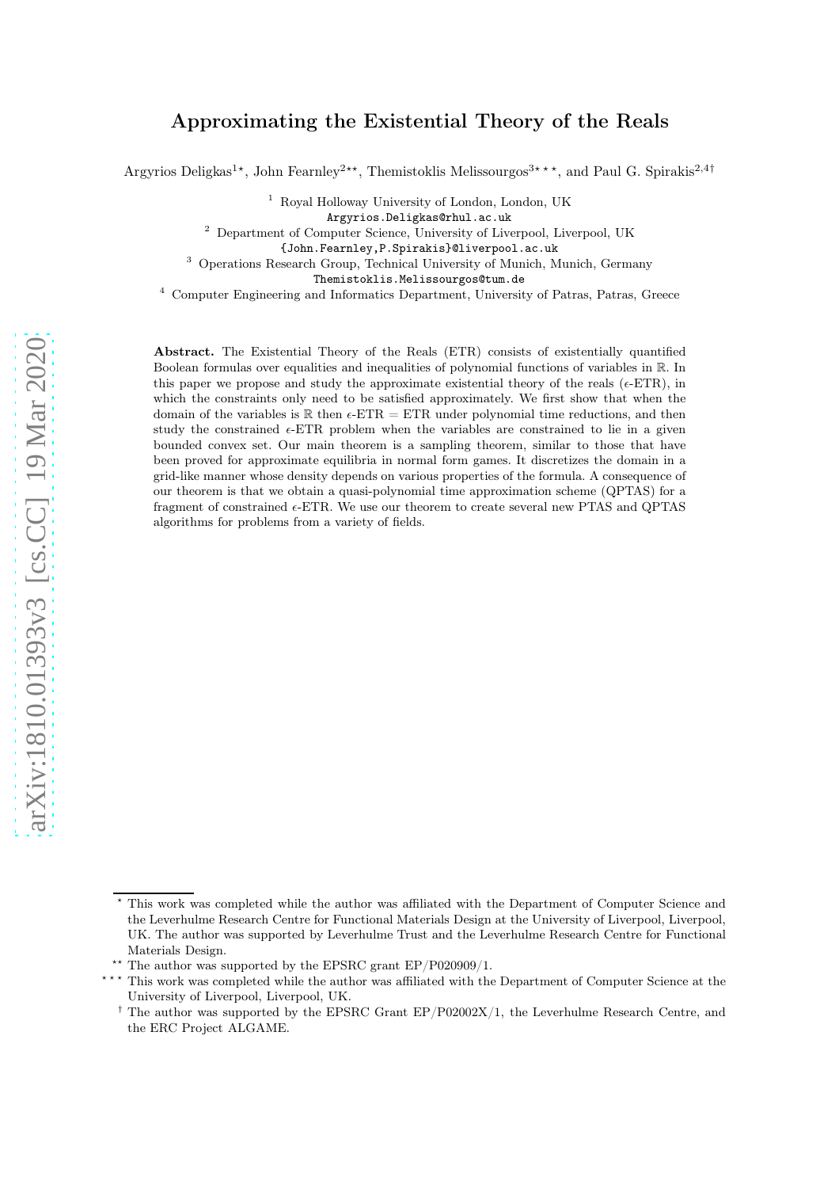# Approximating the Existential Theory of the Reals

Argyrios Deligkas[1,⋆], John Fearnley[2,⋆⋆], Themistoklis Melissourgos[3,⋆⋆⋆], and Paul G. Spirakis[2,4,†]

[1] Royal Holloway University of London, London, UK
Argyrios.Deligkas@rhul.ac.uk

[2] Department of Computer Science, University of Liverpool, Liverpool, UK
{John.Fearnley,P.Spirakis}@liverpool.ac.uk

[3] Operations Research Group, Technical University of Munich, Munich, Germany
Themistoklis.Melissourgos@tum.de

[4] Computer Engineering and Informatics Department, University of Patras, Patras, Greece

**Abstract.** The Existential Theory of the Reals (ETR) consists of existentially quantified Boolean formulas over equalities and inequalities of polynomial functions of variables in $\mathbb{R}$. In this paper we propose and study the approximate existential theory of the reals ($\epsilon$-ETR), in which the constraints only need to be satisfied approximately. We first show that when the domain of the variables is $\mathbb{R}$ then $\epsilon$-ETR = ETR under polynomial time reductions, and then study the constrained $\epsilon$-ETR problem when the variables are constrained to lie in a given bounded convex set. Our main theorem is a sampling theorem, similar to those that have been proved for approximate equilibria in normal form games. It discretizes the domain in a grid-like manner whose density depends on various properties of the formula. A consequence of our theorem is that we obtain a quasi-polynomial time approximation scheme (QPTAS) for a fragment of constrained $\epsilon$-ETR. We use our theorem to create several new PTAS and QPTAS algorithms for problems from a variety of fields.

---

⋆ This work was completed while the author was affiliated with the Department of Computer Science and the Leverhulme Research Centre for Functional Materials Design at the University of Liverpool, Liverpool, UK. The author was supported by Leverhulme Trust and the Leverhulme Research Centre for Functional Materials Design.

⋆⋆ The author was supported by the EPSRC grant EP/P020909/1.

⋆⋆⋆ This work was completed while the author was affiliated with the Department of Computer Science at the University of Liverpool, Liverpool, UK.

† The author was supported by the EPSRC Grant EP/P02002X/1, the Leverhulme Research Centre, and the ERC Project ALGAME.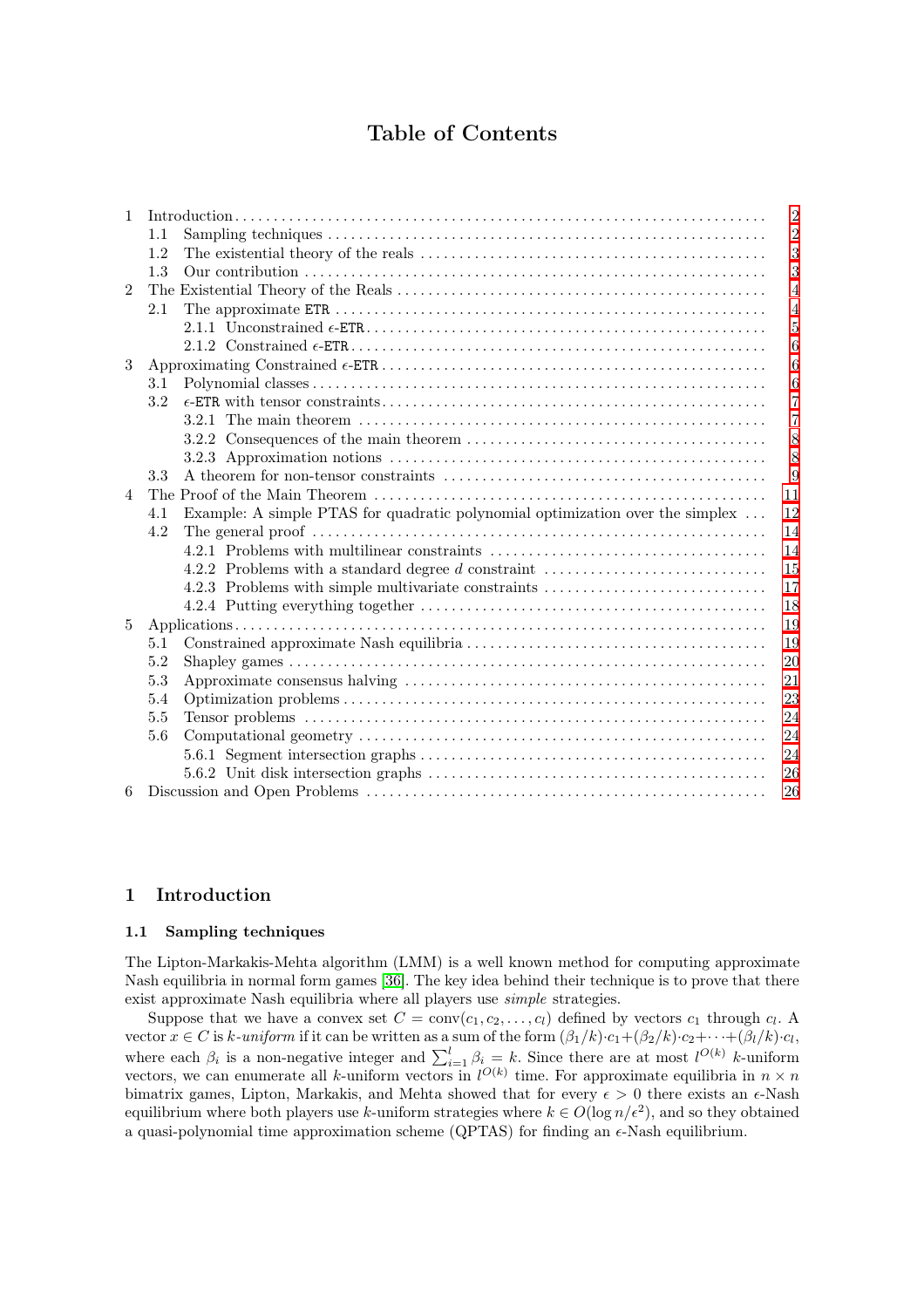# Table of Contents

| | | |
|---|---|---|
| 1 | Introduction | 2 |
| | 1.1 Sampling techniques | 2 |
| | 1.2 The existential theory of the reals | 3 |
| | 1.3 Our contribution | 3 |
| 2 | The Existential Theory of the Reals | 4 |
| | 2.1 The approximate ETR | 4 |
| | 2.1.1 Unconstrained $\epsilon$-ETR | 5 |
| | 2.1.2 Constrained $\epsilon$-ETR | 6 |
| 3 | Approximating Constrained $\epsilon$-ETR | 6 |
| | 3.1 Polynomial classes | 6 |
| | 3.2 $\epsilon$-ETR with tensor constraints | 7 |
| | 3.2.1 The main theorem | 7 |
| | 3.2.2 Consequences of the main theorem | 8 |
| | 3.2.3 Approximation notions | 8 |
| | 3.3 A theorem for non-tensor constraints | 9 |
| 4 | The Proof of the Main Theorem | 11 |
| | 4.1 Example: A simple PTAS for quadratic polynomial optimization over the simplex | 12 |
| | 4.2 The general proof | 14 |
| | 4.2.1 Problems with multilinear constraints | 14 |
| | 4.2.2 Problems with a standard degree $d$ constraint | 15 |
| | 4.2.3 Problems with simple multivariate constraints | 17 |
| | 4.2.4 Putting everything together | 18 |
| 5 | Applications | 19 |
| | 5.1 Constrained approximate Nash equilibria | 19 |
| | 5.2 Shapley games | 20 |
| | 5.3 Approximate consensus halving | 21 |
| | 5.4 Optimization problems | 23 |
| | 5.5 Tensor problems | 24 |
| | 5.6 Computational geometry | 24 |
| | 5.6.1 Segment intersection graphs | 24 |
| | 5.6.2 Unit disk intersection graphs | 26 |
| 6 | Discussion and Open Problems | 26 |

## 1 Introduction

### 1.1 Sampling techniques

The Lipton-Markakis-Mehta algorithm (LMM) is a well known method for computing approximate Nash equilibria in normal form games [36]. The key idea behind their technique is to prove that there exist approximate Nash equilibria where all players use *simple* strategies.

Suppose that we have a convex set $C = \text{conv}(c_1, c_2, \ldots, c_l)$ defined by vectors $c_1$ through $c_l$. A vector $x \in C$ is $k$-*uniform* if it can be written as a sum of the form $(\beta_1/k) \cdot c_1 + (\beta_2/k) \cdot c_2 + \cdots + (\beta_l/k) \cdot c_l$, where each $\beta_i$ is a non-negative integer and $\sum_{i=1}^{l} \beta_i = k$. Since there are at most $l^{O(k)}$ $k$-uniform vectors, we can enumerate all $k$-uniform vectors in $l^{O(k)}$ time. For approximate equilibria in $n \times n$ bimatrix games, Lipton, Markakis, and Mehta showed that for every $\epsilon > 0$ there exists an $\epsilon$-Nash equilibrium where both players use $k$-uniform strategies where $k \in O(\log n/\epsilon^2)$, and so they obtained a quasi-polynomial time approximation scheme (QPTAS) for finding an $\epsilon$-Nash equilibrium.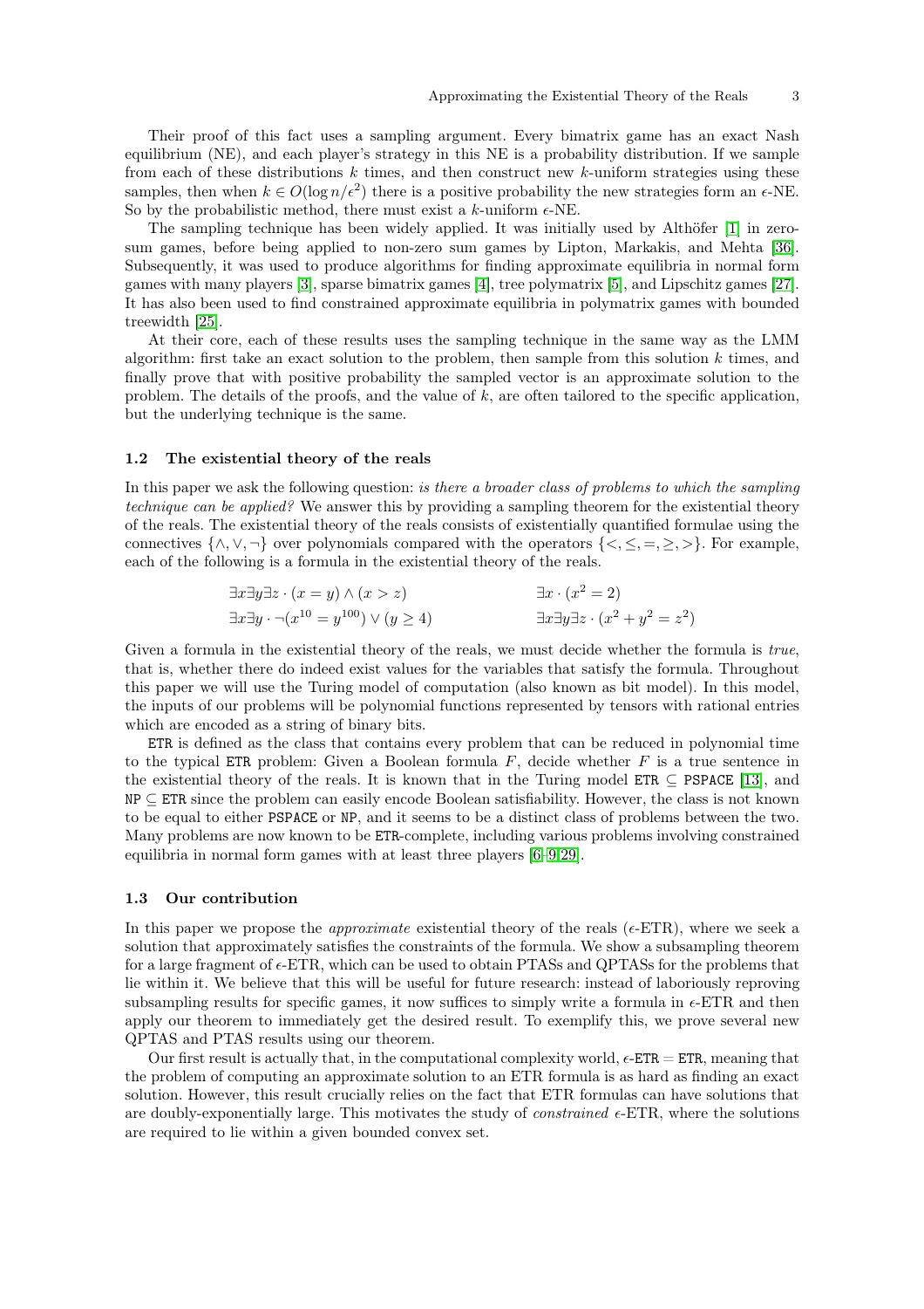Their proof of this fact uses a sampling argument. Every bimatrix game has an exact Nash equilibrium (NE), and each player's strategy in this NE is a probability distribution. If we sample from each of these distributions $k$ times, and then construct new $k$-uniform strategies using these samples, then when $k \in O(\log n/\epsilon^2)$ there is a positive probability the new strategies form an $\epsilon$-NE. So by the probabilistic method, there must exist a $k$-uniform $\epsilon$-NE.

The sampling technique has been widely applied. It was initially used by Althöfer [1] in zero-sum games, before being applied to non-zero sum games by Lipton, Markakis, and Mehta [36]. Subsequently, it was used to produce algorithms for finding approximate equilibria in normal form games with many players [3], sparse bimatrix games [4], tree polymatrix [5], and Lipschitz games [27]. It has also been used to find constrained approximate equilibria in polymatrix games with bounded treewidth [25].

At their core, each of these results uses the sampling technique in the same way as the LMM algorithm: first take an exact solution to the problem, then sample from this solution $k$ times, and finally prove that with positive probability the sampled vector is an approximate solution to the problem. The details of the proofs, and the value of $k$, are often tailored to the specific application, but the underlying technique is the same.

### 1.2 The existential theory of the reals

In this paper we ask the following question: *is there a broader class of problems to which the sampling technique can be applied?* We answer this by providing a sampling theorem for the existential theory of the reals. The existential theory of the reals consists of existentially quantified formulae using the connectives $\{\wedge, \vee, \neg\}$ over polynomials compared with the operators $\{<, \leq, =, \geq, >\}$. For example, each of the following is a formula in the existential theory of the reals.

$$\exists x \exists y \exists z \cdot (x = y) \wedge (x > z) \qquad\qquad \exists x \cdot (x^2 = 2)$$

$$\exists x \exists y \cdot \neg(x^{10} = y^{100}) \vee (y \geq 4) \qquad\qquad \exists x \exists y \exists z \cdot (x^2 + y^2 = z^2)$$

Given a formula in the existential theory of the reals, we must decide whether the formula is *true*, that is, whether there do indeed exist values for the variables that satisfy the formula. Throughout this paper we will use the Turing model of computation (also known as bit model). In this model, the inputs of our problems will be polynomial functions represented by tensors with rational entries which are encoded as a string of binary bits.

ETR is defined as the class that contains every problem that can be reduced in polynomial time to the typical ETR problem: Given a Boolean formula $F$, decide whether $F$ is a true sentence in the existential theory of the reals. It is known that in the Turing model ETR $\subseteq$ PSPACE [13], and NP $\subseteq$ ETR since the problem can easily encode Boolean satisfiability. However, the class is not known to be equal to either PSPACE or NP, and it seems to be a distinct class of problems between the two. Many problems are now known to be ETR-complete, including various problems involving constrained equilibria in normal form games with at least three players [6–9,29].

### 1.3 Our contribution

In this paper we propose the *approximate* existential theory of the reals ($\epsilon$-ETR), where we seek a solution that approximately satisfies the constraints of the formula. We show a subsampling theorem for a large fragment of $\epsilon$-ETR, which can be used to obtain PTASs and QPTASs for the problems that lie within it. We believe that this will be useful for future research: instead of laboriously reproving subsampling results for specific games, it now suffices to simply write a formula in $\epsilon$-ETR and then apply our theorem to immediately get the desired result. To exemplify this, we prove several new QPTAS and PTAS results using our theorem.

Our first result is actually that, in the computational complexity world, $\epsilon$-ETR $=$ ETR, meaning that the problem of computing an approximate solution to an ETR formula is as hard as finding an exact solution. However, this result crucially relies on the fact that ETR formulas can have solutions that are doubly-exponentially large. This motivates the study of *constrained* $\epsilon$-ETR, where the solutions are required to lie within a given bounded convex set.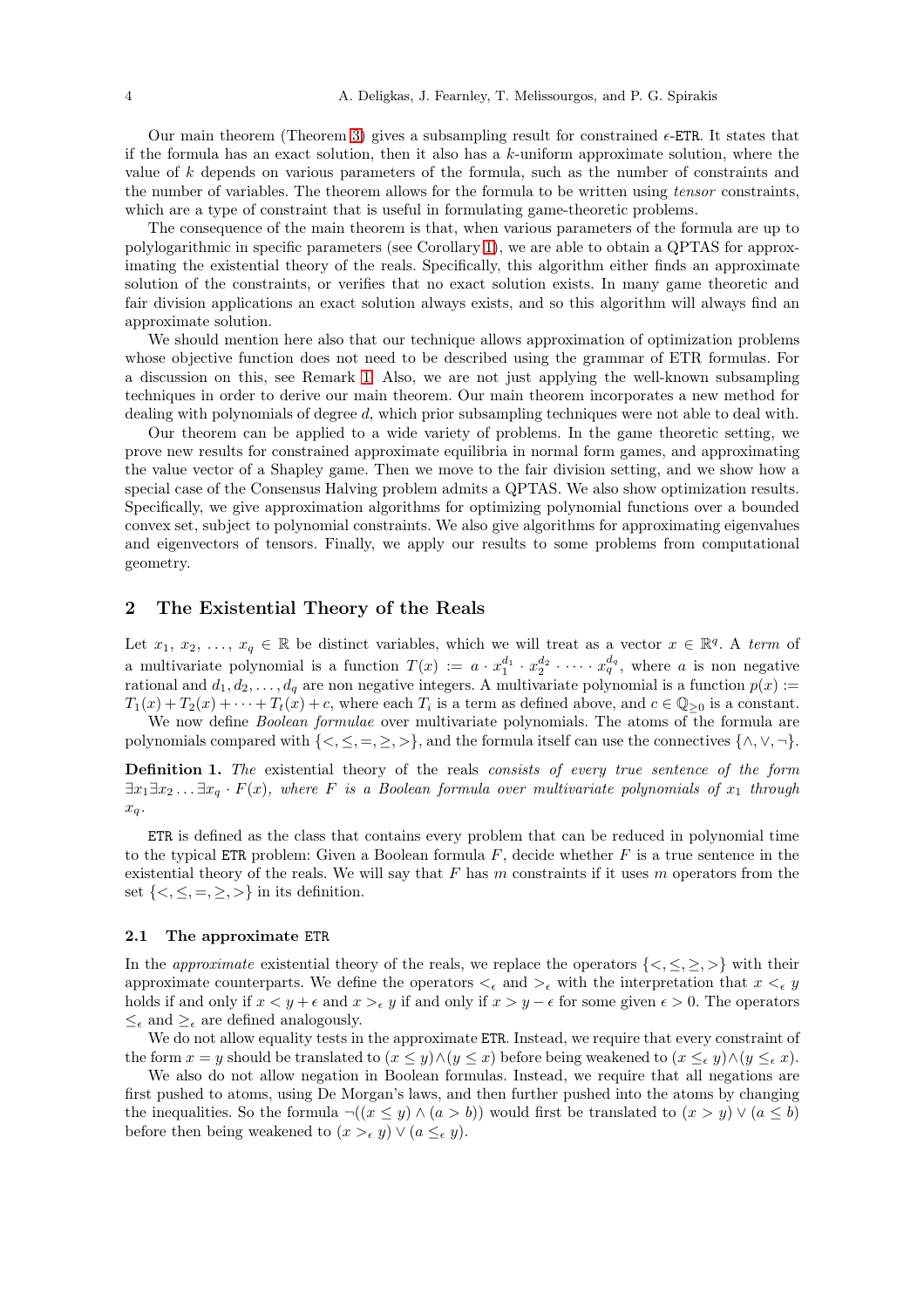Our main theorem (Theorem 3) gives a subsampling result for constrained $\epsilon$-ETR. It states that if the formula has an exact solution, then it also has a $k$-uniform approximate solution, where the value of $k$ depends on various parameters of the formula, such as the number of constraints and the number of variables. The theorem allows for the formula to be written using *tensor* constraints, which are a type of constraint that is useful in formulating game-theoretic problems.

The consequence of the main theorem is that, when various parameters of the formula are up to polylogarithmic in specific parameters (see Corollary 1), we are able to obtain a QPTAS for approximating the existential theory of the reals. Specifically, this algorithm either finds an approximate solution of the constraints, or verifies that no exact solution exists. In many game theoretic and fair division applications an exact solution always exists, and so this algorithm will always find an approximate solution.

We should mention here also that our technique allows approximation of optimization problems whose objective function does not need to be described using the grammar of ETR formulas. For a discussion on this, see Remark 1. Also, we are not just applying the well-known subsampling techniques in order to derive our main theorem. Our main theorem incorporates a new method for dealing with polynomials of degree $d$, which prior subsampling techniques were not able to deal with.

Our theorem can be applied to a wide variety of problems. In the game theoretic setting, we prove new results for constrained approximate equilibria in normal form games, and approximating the value vector of a Shapley game. Then we move to the fair division setting, and we show how a special case of the Consensus Halving problem admits a QPTAS. We also show optimization results. Specifically, we give approximation algorithms for optimizing polynomial functions over a bounded convex set, subject to polynomial constraints. We also give algorithms for approximating eigenvalues and eigenvectors of tensors. Finally, we apply our results to some problems from computational geometry.

## 2 The Existential Theory of the Reals

Let $x_1, x_2, \ldots, x_q \in \mathbb{R}$ be distinct variables, which we will treat as a vector $x \in \mathbb{R}^q$. A *term* of a multivariate polynomial is a function $T(x) := a \cdot x_1^{d_1} \cdot x_2^{d_2} \cdot \cdots \cdot x_q^{d_q}$, where $a$ is non negative rational and $d_1, d_2, \ldots, d_q$ are non negative integers. A multivariate polynomial is a function $p(x) := T_1(x) + T_2(x) + \cdots + T_t(x) + c$, where each $T_i$ is a term as defined above, and $c \in \mathbb{Q}_{\geq 0}$ is a constant.

We now define *Boolean formulae* over multivariate polynomials. The atoms of the formula are polynomials compared with $\{<, \leq, =, \geq, >\}$, and the formula itself can use the connectives $\{\wedge, \vee, \neg\}$.

**Definition 1.** *The* existential theory of the reals *consists of every true sentence of the form* $\exists x_1 \exists x_2 \ldots \exists x_q \cdot F(x)$*, where $F$ is a Boolean formula over multivariate polynomials of $x_1$ through $x_q$.*

ETR is defined as the class that contains every problem that can be reduced in polynomial time to the typical ETR problem: Given a Boolean formula $F$, decide whether $F$ is a true sentence in the existential theory of the reals. We will say that $F$ has $m$ constraints if it uses $m$ operators from the set $\{<, \leq, =, \geq, >\}$ in its definition.

### 2.1 The approximate ETR

In the *approximate* existential theory of the reals, we replace the operators $\{<, \leq, \geq, >\}$ with their approximate counterparts. We define the operators $<_\epsilon$ and $>_\epsilon$ with the interpretation that $x <_\epsilon y$ holds if and only if $x < y + \epsilon$ and $x >_\epsilon y$ if and only if $x > y - \epsilon$ for some given $\epsilon > 0$. The operators $\leq_\epsilon$ and $\geq_\epsilon$ are defined analogously.

We do not allow equality tests in the approximate ETR. Instead, we require that every constraint of the form $x = y$ should be translated to $(x \leq y) \wedge (y \leq x)$ before being weakened to $(x \leq_\epsilon y) \wedge (y \leq_\epsilon x)$.

We also do not allow negation in Boolean formulas. Instead, we require that all negations are first pushed to atoms, using De Morgan's laws, and then further pushed into the atoms by changing the inequalities. So the formula $\neg((x \leq y) \wedge (a > b))$ would first be translated to $(x > y) \vee (a \leq b)$ before then being weakened to $(x >_\epsilon y) \vee (a \leq_\epsilon y)$.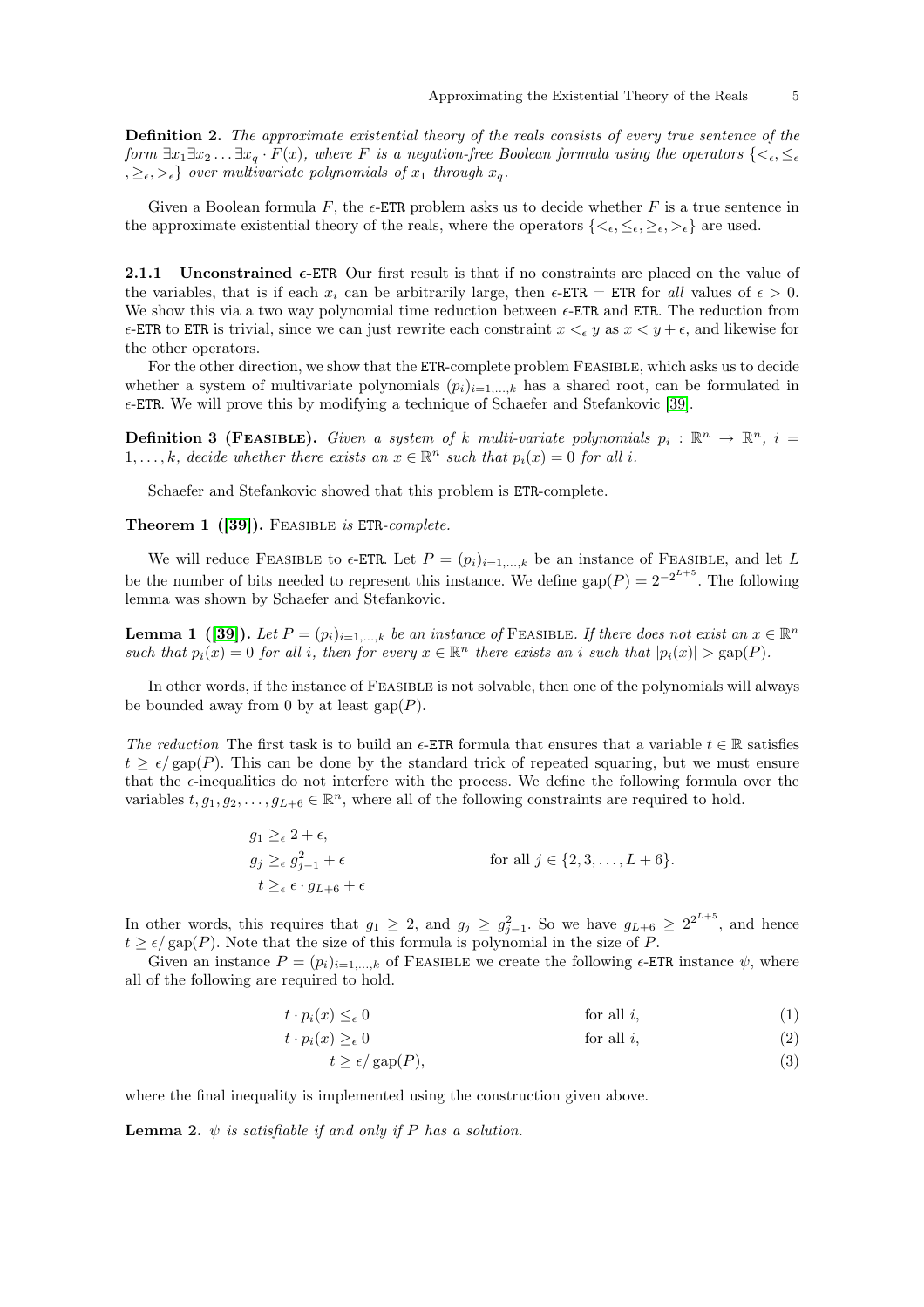**Definition 2.** *The approximate existential theory of the reals consists of every true sentence of the form $\exists x_1 \exists x_2 \ldots \exists x_q \cdot F(x)$, where $F$ is a negation-free Boolean formula using the operators $\{<_\epsilon, \leq_\epsilon, \geq_\epsilon, >_\epsilon\}$ over multivariate polynomials of $x_1$ through $x_q$.*

Given a Boolean formula $F$, the $\epsilon$-ETR problem asks us to decide whether $F$ is a true sentence in the approximate existential theory of the reals, where the operators $\{<_\epsilon, \leq_\epsilon, \geq_\epsilon, >_\epsilon\}$ are used.

### 2.1.1 Unconstrained $\epsilon$-ETR

Our first result is that if no constraints are placed on the value of the variables, that is if each $x_i$ can be arbitrarily large, then $\epsilon$-ETR = ETR for *all* values of $\epsilon > 0$. We show this via a two way polynomial time reduction between $\epsilon$-ETR and ETR. The reduction from $\epsilon$-ETR to ETR is trivial, since we can just rewrite each constraint $x <_\epsilon y$ as $x < y + \epsilon$, and likewise for the other operators.

For the other direction, we show that the ETR-complete problem Feasible, which asks us to decide whether a system of multivariate polynomials $(p_i)_{i=1,\ldots,k}$ has a shared root, can be formulated in $\epsilon$-ETR. We will prove this by modifying a technique of Schaefer and Stefankovic [39].

**Definition 3 (Feasible).** *Given a system of $k$ multi-variate polynomials $p_i : \mathbb{R}^n \to \mathbb{R}^n$, $i = 1, \ldots, k$, decide whether there exists an $x \in \mathbb{R}^n$ such that $p_i(x) = 0$ for all $i$.*

Schaefer and Stefankovic showed that this problem is ETR-complete.

**Theorem 1 ([39]).** Feasible *is* ETR*-complete.*

We will reduce Feasible to $\epsilon$-ETR. Let $P = (p_i)_{i=1,\ldots,k}$ be an instance of Feasible, and let $L$ be the number of bits needed to represent this instance. We define $\text{gap}(P) = 2^{-2^{L+5}}$. The following lemma was shown by Schaefer and Stefankovic.

**Lemma 1 ([39]).** *Let $P = (p_i)_{i=1,\ldots,k}$ be an instance of* Feasible. *If there does not exist an $x \in \mathbb{R}^n$ such that $p_i(x) = 0$ for all $i$, then for every $x \in \mathbb{R}^n$ there exists an $i$ such that $|p_i(x)| > \text{gap}(P)$.*

In other words, if the instance of Feasible is not solvable, then one of the polynomials will always be bounded away from 0 by at least $\text{gap}(P)$.

*The reduction* The first task is to build an $\epsilon$-ETR formula that ensures that a variable $t \in \mathbb{R}$ satisfies $t \geq \epsilon / \text{gap}(P)$. This can be done by the standard trick of repeated squaring, but we must ensure that the $\epsilon$-inequalities do not interfere with the process. We define the following formula over the variables $t, g_1, g_2, \ldots, g_{L+6} \in \mathbb{R}^n$, where all of the following constraints are required to hold.

$$
\begin{aligned}
g_1 &\geq_\epsilon 2 + \epsilon, \\
g_j &\geq_\epsilon g_{j-1}^2 + \epsilon \qquad\qquad \text{for all } j \in \{2, 3, \ldots, L+6\}. \\
t &\geq_\epsilon \epsilon \cdot g_{L+6} + \epsilon
\end{aligned}
$$

In other words, this requires that $g_1 \geq 2$, and $g_j \geq g_{j-1}^2$. So we have $g_{L+6} \geq 2^{2^{L+5}}$, and hence $t \geq \epsilon / \text{gap}(P)$. Note that the size of this formula is polynomial in the size of $P$.

Given an instance $P = (p_i)_{i=1,\ldots,k}$ of Feasible we create the following $\epsilon$-ETR instance $\psi$, where all of the following are required to hold.

$$
\begin{aligned}
t \cdot p_i(x) &\leq_\epsilon 0 && \text{for all } i, && (1) \\
t \cdot p_i(x) &\geq_\epsilon 0 && \text{for all } i, && (2) \\
t &\geq \epsilon / \text{gap}(P), && && (3)
\end{aligned}
$$

where the final inequality is implemented using the construction given above.

**Lemma 2.** *$\psi$ is satisfiable if and only if $P$ has a solution.*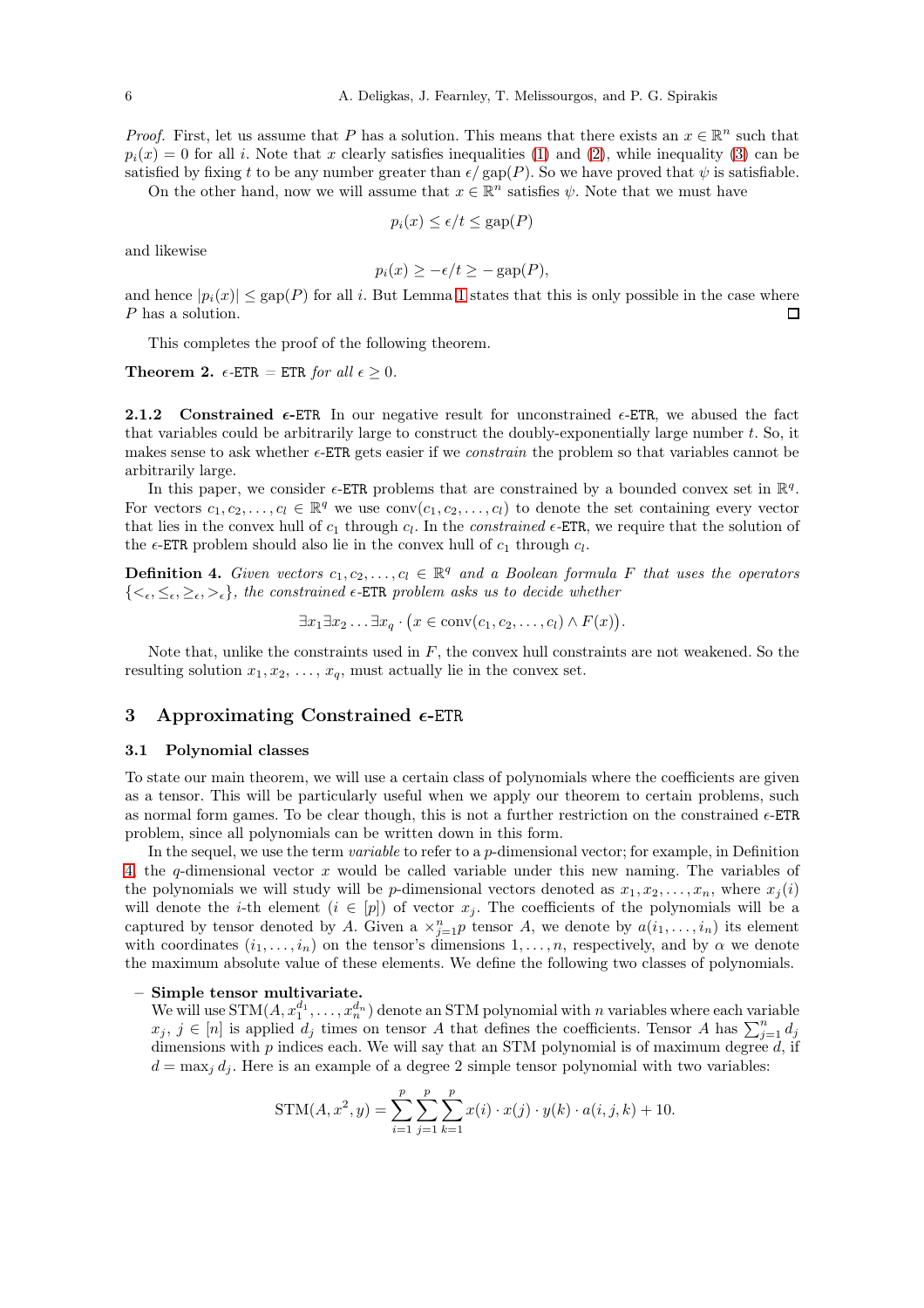*Proof.* First, let us assume that $P$ has a solution. This means that there exists an $x \in \mathbb{R}^n$ such that $p_i(x) = 0$ for all $i$. Note that $x$ clearly satisfies inequalities (1) and (2), while inequality (3) can be satisfied by fixing $t$ to be any number greater than $\epsilon / \operatorname{gap}(P)$. So we have proved that $\psi$ is satisfiable.

On the other hand, now we will assume that $x \in \mathbb{R}^n$ satisfies $\psi$. Note that we must have

$$p_i(x) \leq \epsilon/t \leq \operatorname{gap}(P)$$

and likewise

$$p_i(x) \geq -\epsilon/t \geq -\operatorname{gap}(P),$$

and hence $|p_i(x)| \leq \operatorname{gap}(P)$ for all $i$. But Lemma 1 states that this is only possible in the case where $P$ has a solution. ◻

This completes the proof of the following theorem.

**Theorem 2.** *$\epsilon$-ETR $=$ ETR for all $\epsilon \geq 0$.*

#### 2.1.2 Constrained $\epsilon$-ETR

In our negative result for unconstrained $\epsilon$-ETR, we abused the fact that variables could be arbitrarily large to construct the doubly-exponentially large number $t$. So, it makes sense to ask whether $\epsilon$-ETR gets easier if we *constrain* the problem so that variables cannot be arbitrarily large.

In this paper, we consider $\epsilon$-ETR problems that are constrained by a bounded convex set in $\mathbb{R}^q$. For vectors $c_1, c_2, \dots, c_l \in \mathbb{R}^q$ we use $\operatorname{conv}(c_1, c_2, \dots, c_l)$ to denote the set containing every vector that lies in the convex hull of $c_1$ through $c_l$. In the *constrained* $\epsilon$-ETR, we require that the solution of the $\epsilon$-ETR problem should also lie in the convex hull of $c_1$ through $c_l$.

**Definition 4.** *Given vectors $c_1, c_2, \dots, c_l \in \mathbb{R}^q$ and a Boolean formula $F$ that uses the operators $\{<_\epsilon, \leq_\epsilon, \geq_\epsilon, >_\epsilon\}$, the constrained $\epsilon$-ETR problem asks us to decide whether*

$$\exists x_1 \exists x_2 \dots \exists x_q \cdot \big(x \in \operatorname{conv}(c_1, c_2, \dots, c_l) \wedge F(x)\big).$$

Note that, unlike the constraints used in $F$, the convex hull constraints are not weakened. So the resulting solution $x_1, x_2, \dots, x_q$, must actually lie in the convex set.

## 3 Approximating Constrained $\epsilon$-ETR

### 3.1 Polynomial classes

To state our main theorem, we will use a certain class of polynomials where the coefficients are given as a tensor. This will be particularly useful when we apply our theorem to certain problems, such as normal form games. To be clear though, this is not a further restriction on the constrained $\epsilon$-ETR problem, since all polynomials can be written down in this form.

In the sequel, we use the term *variable* to refer to a $p$-dimensional vector; for example, in Definition 4, the $q$-dimensional vector $x$ would be called variable under this new naming. The variables of the polynomials we will study will be $p$-dimensional vectors denoted as $x_1, x_2, \dots, x_n$, where $x_j(i)$ will denote the $i$-th element ($i \in [p]$) of vector $x_j$. The coefficients of the polynomials will be a captured by tensor denoted by $A$. Given a $\times_{j=1}^{n} p$ tensor $A$, we denote by $a(i_1, \dots, i_n)$ its element with coordinates $(i_1, \dots, i_n)$ on the tensor's dimensions $1, \dots, n$, respectively, and by $\alpha$ we denote the maximum absolute value of these elements. We define the following two classes of polynomials.

- **Simple tensor multivariate.**
  We will use $\operatorname{STM}(A, x_1^{d_1}, \dots, x_n^{d_n})$ denote an STM polynomial with $n$ variables where each variable $x_j$, $j \in [n]$ is applied $d_j$ times on tensor $A$ that defines the coefficients. Tensor $A$ has $\sum_{j=1}^{n} d_j$ dimensions with $p$ indices each. We will say that an STM polynomial is of maximum degree $d$, if $d = \max_j d_j$. Here is an example of a degree 2 simple tensor polynomial with two variables:

$$\operatorname{STM}(A, x^2, y) = \sum_{i=1}^{p} \sum_{j=1}^{p} \sum_{k=1}^{p} x(i) \cdot x(j) \cdot y(k) \cdot a(i, j, k) + 10.$$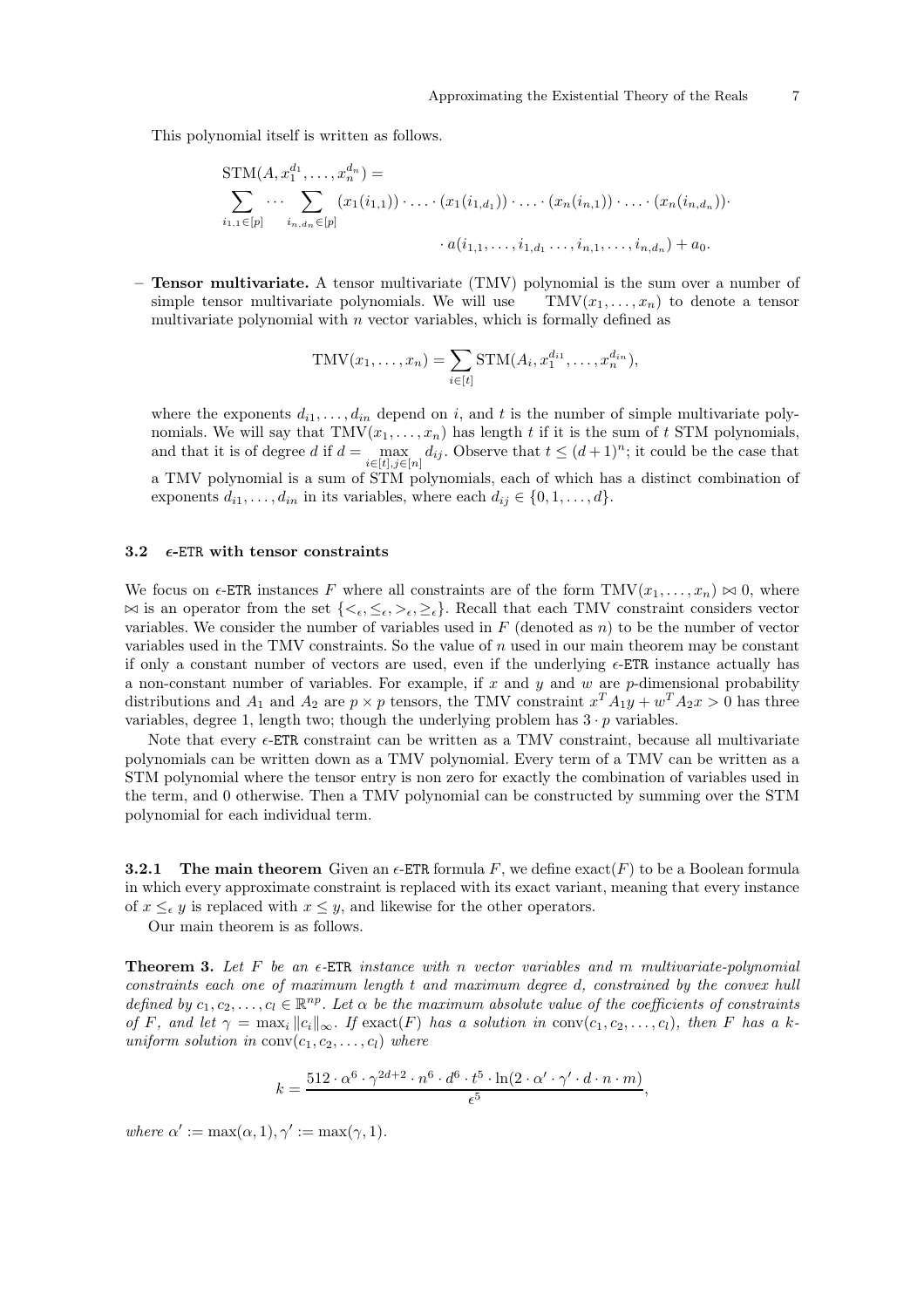This polynomial itself is written as follows.

$$
\begin{aligned}
&\mathrm{STM}(A, x_1^{d_1}, \dots, x_n^{d_n}) = \\
&\sum_{i_{1,1} \in [p]} \cdots \sum_{i_{n,d_n} \in [p]} (x_1(i_{1,1})) \cdot \ldots \cdot (x_1(i_{1,d_1})) \cdot \ldots \cdot (x_n(i_{n,1})) \cdot \ldots \cdot (x_n(i_{n,d_n})) \cdot \\
&\qquad\qquad\qquad\qquad \cdot a(i_{1,1}, \dots, i_{1,d_1} \dots, i_{n,1}, \dots, i_{n,d_n}) + a_0.
\end{aligned}
$$

– **Tensor multivariate.** A tensor multivariate (TMV) polynomial is the sum over a number of simple tensor multivariate polynomials. We will use $\mathrm{TMV}(x_1, \dots, x_n)$ to denote a tensor multivariate polynomial with $n$ vector variables, which is formally defined as

$$
\mathrm{TMV}(x_1, \dots, x_n) = \sum_{i \in [t]} \mathrm{STM}(A_i, x_1^{d_{i1}}, \dots, x_n^{d_{in}}),
$$

where the exponents $d_{i1}, \dots, d_{in}$ depend on $i$, and $t$ is the number of simple multivariate polynomials. We will say that $\mathrm{TMV}(x_1, \dots, x_n)$ has length $t$ if it is the sum of $t$ STM polynomials, and that it is of degree $d$ if $d = \max_{i \in [t], j \in [n]} d_{ij}$. Observe that $t \leq (d+1)^n$; it could be the case that a TMV polynomial is a sum of STM polynomials, each of which has a distinct combination of exponents $d_{i1}, \dots, d_{in}$ in its variables, where each $d_{ij} \in \{0, 1, \dots, d\}$.

### 3.2 $\epsilon$-ETR with tensor constraints

We focus on $\epsilon$-ETR instances $F$ where all constraints are of the form $\mathrm{TMV}(x_1, \dots, x_n) \bowtie 0$, where $\bowtie$ is an operator from the set $\{<_\epsilon, \leq_\epsilon, >_\epsilon, \geq_\epsilon\}$. Recall that each TMV constraint considers vector variables. We consider the number of variables used in $F$ (denoted as $n$) to be the number of vector variables used in the TMV constraints. So the value of $n$ used in our main theorem may be constant if only a constant number of vectors are used, even if the underlying $\epsilon$-ETR instance actually has a non-constant number of variables. For example, if $x$ and $y$ and $w$ are $p$-dimensional probability distributions and $A_1$ and $A_2$ are $p \times p$ tensors, the TMV constraint $x^T A_1 y + w^T A_2 x > 0$ has three variables, degree 1, length two; though the underlying problem has $3 \cdot p$ variables.

Note that every $\epsilon$-ETR constraint can be written as a TMV constraint, because all multivariate polynomials can be written down as a TMV polynomial. Every term of a TMV can be written as a STM polynomial where the tensor entry is non zero for exactly the combination of variables used in the term, and 0 otherwise. Then a TMV polynomial can be constructed by summing over the STM polynomial for each individual term.

**3.2.1 The main theorem** Given an $\epsilon$-ETR formula $F$, we define $\mathrm{exact}(F)$ to be a Boolean formula in which every approximate constraint is replaced with its exact variant, meaning that every instance of $x \leq_\epsilon y$ is replaced with $x \leq y$, and likewise for the other operators.

Our main theorem is as follows.

**Theorem 3.** *Let $F$ be an $\epsilon$-ETR instance with $n$ vector variables and $m$ multivariate-polynomial constraints each one of maximum length $t$ and maximum degree $d$, constrained by the convex hull defined by $c_1, c_2, \dots, c_l \in \mathbb{R}^{np}$. Let $\alpha$ be the maximum absolute value of the coefficients of constraints of $F$, and let $\gamma = \max_i \|c_i\|_\infty$. If $\mathrm{exact}(F)$ has a solution in $\mathrm{conv}(c_1, c_2, \dots, c_l)$, then $F$ has a $k$-uniform solution in $\mathrm{conv}(c_1, c_2, \dots, c_l)$ where*

$$
k = \frac{512 \cdot \alpha^6 \cdot \gamma^{2d+2} \cdot n^6 \cdot d^6 \cdot t^5 \cdot \ln(2 \cdot \alpha' \cdot \gamma' \cdot d \cdot n \cdot m)}{\epsilon^5},
$$

*where $\alpha' := \max(\alpha, 1), \gamma' := \max(\gamma, 1)$.*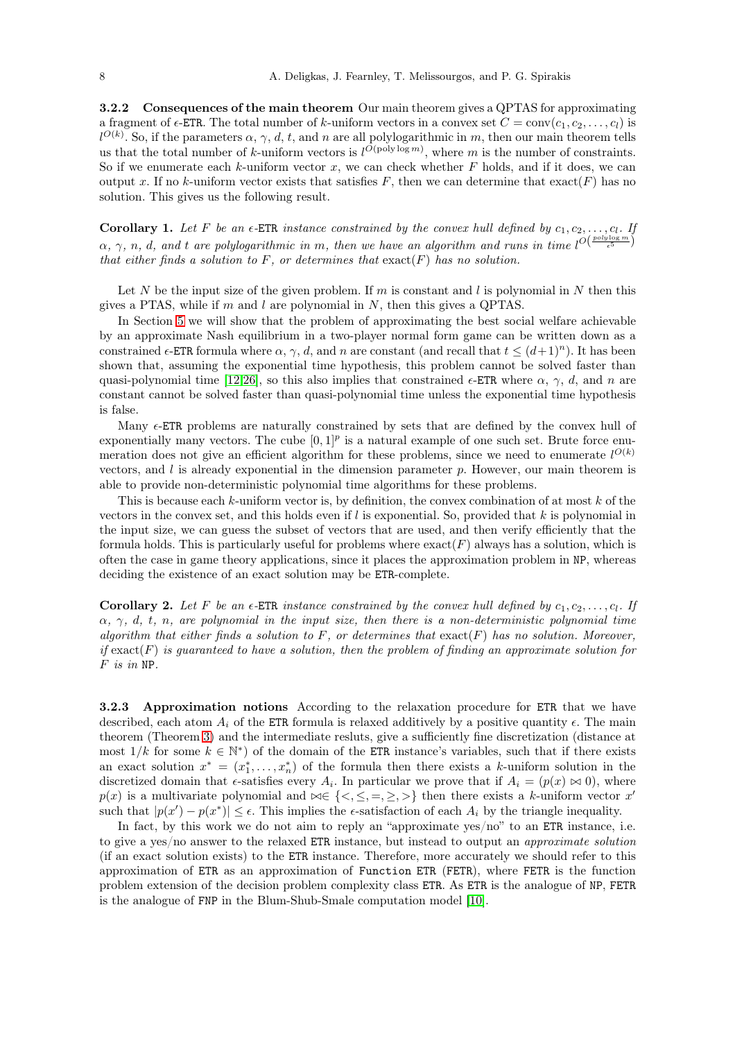#### 3.2.2 Consequences of the main theorem

Our main theorem gives a QPTAS for approximating a fragment of $\epsilon$-ETR. The total number of $k$-uniform vectors in a convex set $C = \text{conv}(c_1, c_2, \ldots, c_l)$ is $l^{O(k)}$. So, if the parameters $\alpha$, $\gamma$, $d$, $t$, and $n$ are all polylogarithmic in $m$, then our main theorem tells us that the total number of $k$-uniform vectors is $l^{O(\text{poly} \log m)}$, where $m$ is the number of constraints. So if we enumerate each $k$-uniform vector $x$, we can check whether $F$ holds, and if it does, we can output $x$. If no $k$-uniform vector exists that satisfies $F$, then we can determine that $\text{exact}(F)$ has no solution. This gives us the following result.

**Corollary 1.** *Let $F$ be an $\epsilon$-ETR instance constrained by the convex hull defined by $c_1, c_2, \ldots, c_l$. If $\alpha$, $\gamma$, $n$, $d$, and $t$ are polylogarithmic in $m$, then we have an algorithm and runs in time $l^{O(\frac{poly \log m}{\epsilon^5})}$ that either finds a solution to $F$, or determines that $\text{exact}(F)$ has no solution.*

Let $N$ be the input size of the given problem. If $m$ is constant and $l$ is polynomial in $N$ then this gives a PTAS, while if $m$ and $l$ are polynomial in $N$, then this gives a QPTAS.

In Section 5 we will show that the problem of approximating the best social welfare achievable by an approximate Nash equilibrium in a two-player normal form game can be written down as a constrained $\epsilon$-ETR formula where $\alpha$, $\gamma$, $d$, and $n$ are constant (and recall that $t \leq (d+1)^n$). It has been shown that, assuming the exponential time hypothesis, this problem cannot be solved faster than quasi-polynomial time [12,26], so this also implies that constrained $\epsilon$-ETR where $\alpha$, $\gamma$, $d$, and $n$ are constant cannot be solved faster than quasi-polynomial time unless the exponential time hypothesis is false.

Many $\epsilon$-ETR problems are naturally constrained by sets that are defined by the convex hull of exponentially many vectors. The cube $[0, 1]^p$ is a natural example of one such set. Brute force enumeration does not give an efficient algorithm for these problems, since we need to enumerate $l^{O(k)}$ vectors, and $l$ is already exponential in the dimension parameter $p$. However, our main theorem is able to provide non-deterministic polynomial time algorithms for these problems.

This is because each $k$-uniform vector is, by definition, the convex combination of at most $k$ of the vectors in the convex set, and this holds even if $l$ is exponential. So, provided that $k$ is polynomial in the input size, we can guess the subset of vectors that are used, and then verify efficiently that the formula holds. This is particularly useful for problems where $\text{exact}(F)$ always has a solution, which is often the case in game theory applications, since it places the approximation problem in NP, whereas deciding the existence of an exact solution may be ETR-complete.

**Corollary 2.** *Let $F$ be an $\epsilon$-ETR instance constrained by the convex hull defined by $c_1, c_2, \ldots, c_l$. If $\alpha$, $\gamma$, $d$, $t$, $n$, are polynomial in the input size, then there is a non-deterministic polynomial time algorithm that either finds a solution to $F$, or determines that $\text{exact}(F)$ has no solution. Moreover, if $\text{exact}(F)$ is guaranteed to have a solution, then the problem of finding an approximate solution for $F$ is in NP.*

#### 3.2.3 Approximation notions

According to the relaxation procedure for ETR that we have described, each atom $A_i$ of the ETR formula is relaxed additively by a positive quantity $\epsilon$. The main theorem (Theorem 3) and the intermediate resluts, give a sufficiently fine discretization (distance at most $1/k$ for some $k \in \mathbb{N}^*$) of the domain of the ETR instance's variables, such that if there exists an exact solution $x^* = (x_1^*, \ldots, x_n^*)$ of the formula then there exists a $k$-uniform solution in the discretized domain that $\epsilon$-satisfies every $A_i$. In particular we prove that if $A_i = (p(x) \bowtie 0)$, where $p(x)$ is a multivariate polynomial and $\bowtie \in \{<, \leq, =, \geq, >\}$ then there exists a $k$-uniform vector $x'$ such that $|p(x') - p(x^*)| \leq \epsilon$. This implies the $\epsilon$-satisfaction of each $A_i$ by the triangle inequality.

In fact, by this work we do not aim to reply an "approximate yes/no" to an ETR instance, i.e. to give a yes/no answer to the relaxed ETR instance, but instead to output an *approximate solution* (if an exact solution exists) to the ETR instance. Therefore, more accurately we should refer to this approximation of ETR as an approximation of Function ETR (FETR), where FETR is the function problem extension of the decision problem complexity class ETR. As ETR is the analogue of NP, FETR is the analogue of FNP in the Blum-Shub-Smale computation model [10].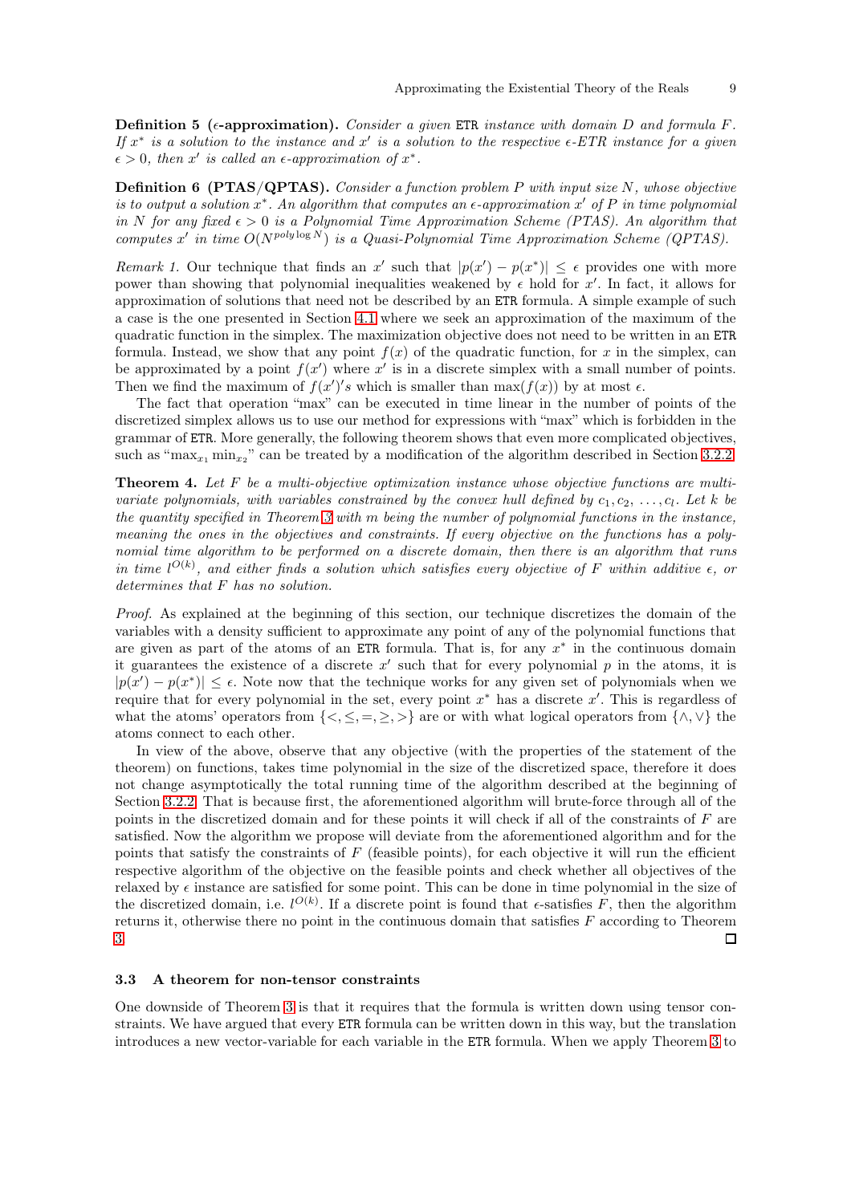**Definition 5 ($\epsilon$-approximation).** *Consider a given* ETR *instance with domain $D$ and formula $F$. If $x^*$ is a solution to the instance and $x'$ is a solution to the respective $\epsilon$-ETR instance for a given $\epsilon > 0$, then $x'$ is called an $\epsilon$-approximation of $x^*$.*

**Definition 6 (PTAS/QPTAS).** *Consider a function problem $P$ with input size $N$, whose objective is to output a solution $x^*$. An algorithm that computes an $\epsilon$-approximation $x'$ of $P$ in time polynomial in $N$ for any fixed $\epsilon > 0$ is a Polynomial Time Approximation Scheme (PTAS). An algorithm that computes $x'$ in time $O(N^{poly \log N})$ is a Quasi-Polynomial Time Approximation Scheme (QPTAS).*

*Remark 1.* Our technique that finds an $x'$ such that $|p(x') - p(x^*)| \leq \epsilon$ provides one with more power than showing that polynomial inequalities weakened by $\epsilon$ hold for $x'$. In fact, it allows for approximation of solutions that need not be described by an ETR formula. A simple example of such a case is the one presented in Section 4.1 where we seek an approximation of the maximum of the quadratic function in the simplex. The maximization objective does not need to be written in an ETR formula. Instead, we show that any point $f(x)$ of the quadratic function, for $x$ in the simplex, can be approximated by a point $f(x')$ where $x'$ is in a discrete simplex with a small number of points. Then we find the maximum of $f(x')$'s which is smaller than $\max(f(x))$ by at most $\epsilon$.

The fact that operation "max" can be executed in time linear in the number of points of the discretized simplex allows us to use our method for expressions with "max" which is forbidden in the grammar of ETR. More generally, the following theorem shows that even more complicated objectives, such as "$\max_{x_1} \min_{x_2}$" can be treated by a modification of the algorithm described in Section 3.2.2.

**Theorem 4.** *Let $F$ be a multi-objective optimization instance whose objective functions are multivariate polynomials, with variables constrained by the convex hull defined by $c_1, c_2, \ldots, c_l$. Let $k$ be the quantity specified in Theorem 3 with $m$ being the number of polynomial functions in the instance, meaning the ones in the objectives and constraints. If every objective on the functions has a polynomial time algorithm to be performed on a discrete domain, then there is an algorithm that runs in time $l^{O(k)}$, and either finds a solution which satisfies every objective of $F$ within additive $\epsilon$, or determines that $F$ has no solution.*

*Proof.* As explained at the beginning of this section, our technique discretizes the domain of the variables with a density sufficient to approximate any point of any of the polynomial functions that are given as part of the atoms of an ETR formula. That is, for any $x^*$ in the continuous domain it guarantees the existence of a discrete $x'$ such that for every polynomial $p$ in the atoms, it is $|p(x') - p(x^*)| \leq \epsilon$. Note now that the technique works for any given set of polynomials when we require that for every polynomial in the set, every point $x^*$ has a discrete $x'$. This is regardless of what the atoms' operators from $\{<, \leq, =, \geq, >\}$ are or with what logical operators from $\{\wedge, \vee\}$ the atoms connect to each other.

In view of the above, observe that any objective (with the properties of the statement of the theorem) on functions, takes time polynomial in the size of the discretized space, therefore it does not change asymptotically the total running time of the algorithm described at the beginning of Section 3.2.2. That is because first, the aforementioned algorithm will brute-force through all of the points in the discretized domain and for these points it will check if all of the constraints of $F$ are satisfied. Now the algorithm we propose will deviate from the aforementioned algorithm and for the points that satisfy the constraints of $F$ (feasible points), for each objective it will run the efficient respective algorithm of the objective on the feasible points and check whether all objectives of the relaxed by $\epsilon$ instance are satisfied for some point. This can be done in time polynomial in the size of the discretized domain, i.e. $l^{O(k)}$. If a discrete point is found that $\epsilon$-satisfies $F$, then the algorithm returns it, otherwise there no point in the continuous domain that satisfies $F$ according to Theorem 3. □

### 3.3 A theorem for non-tensor constraints

One downside of Theorem 3 is that it requires that the formula is written down using tensor constraints. We have argued that every ETR formula can be written down in this way, but the translation introduces a new vector-variable for each variable in the ETR formula. When we apply Theorem 3 to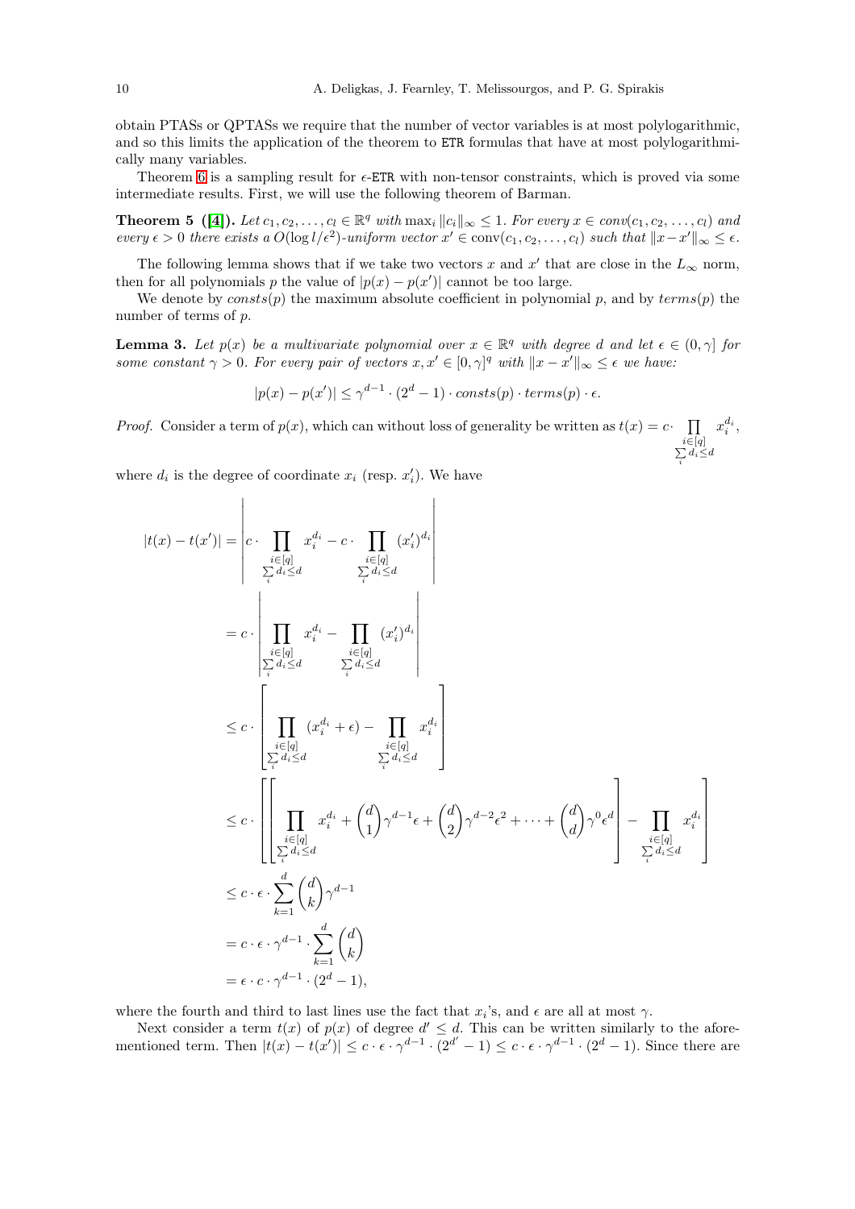obtain PTASs or QPTASs we require that the number of vector variables is at most polylogarithmic, and so this limits the application of the theorem to ETR formulas that have at most polylogarithmically many variables.

Theorem 6 is a sampling result for $\epsilon$-ETR with non-tensor constraints, which is proved via some intermediate results. First, we will use the following theorem of Barman.

**Theorem 5 ([4]).** *Let $c_1, c_2, \dots, c_l \in \mathbb{R}^q$ with $\max_i \|c_i\|_\infty \leq 1$. For every $x \in conv(c_1, c_2, \dots, c_l)$ and every $\epsilon > 0$ there exists a $O(\log l/\epsilon^2)$-uniform vector $x' \in \text{conv}(c_1, c_2, \dots, c_l)$ such that $\|x - x'\|_\infty \leq \epsilon$.*

The following lemma shows that if we take two vectors $x$ and $x'$ that are close in the $L_\infty$ norm, then for all polynomials $p$ the value of $|p(x) - p(x')|$ cannot be too large.

We denote by $consts(p)$ the maximum absolute coefficient in polynomial $p$, and by $terms(p)$ the number of terms of $p$.

**Lemma 3.** *Let $p(x)$ be a multivariate polynomial over $x \in \mathbb{R}^q$ with degree $d$ and let $\epsilon \in (0, \gamma]$ for some constant $\gamma > 0$. For every pair of vectors $x, x' \in [0, \gamma]^q$ with $\|x - x'\|_\infty \leq \epsilon$ we have:*

$$|p(x) - p(x')| \leq \gamma^{d-1} \cdot (2^d - 1) \cdot consts(p) \cdot terms(p) \cdot \epsilon.$$

*Proof.* Consider a term of $p(x)$, which can without loss of generality be written as $t(x) = c \cdot \prod_{\substack{i \in [q] \\ \sum_i d_i \leq d}} x_i^{d_i}$, where $d_i$ is the degree of coordinate $x_i$ (resp. $x_i'$). We have

$$
\begin{aligned}
|t(x) - t(x')| &= \left| c \cdot \prod_{\substack{i \in [q] \\ \sum_i d_i \leq d}} x_i^{d_i} - c \cdot \prod_{\substack{i \in [q] \\ \sum_i d_i \leq d}} (x_i')^{d_i} \right| \\
&= c \cdot \left| \prod_{\substack{i \in [q] \\ \sum_i d_i \leq d}} x_i^{d_i} - \prod_{\substack{i \in [q] \\ \sum_i d_i \leq d}} (x_i')^{d_i} \right| \\
&\leq c \cdot \left[ \prod_{\substack{i \in [q] \\ \sum_i d_i \leq d}} (x_i^{d_i} + \epsilon) - \prod_{\substack{i \in [q] \\ \sum_i d_i \leq d}} x_i^{d_i} \right] \\
&\leq c \cdot \left[ \left[ \prod_{\substack{i \in [q] \\ \sum_i d_i \leq d}} x_i^{d_i} + \binom{d}{1} \gamma^{d-1} \epsilon + \binom{d}{2} \gamma^{d-2} \epsilon^2 + \cdots + \binom{d}{d} \gamma^0 \epsilon^d \right] - \prod_{\substack{i \in [q] \\ \sum_i d_i \leq d}} x_i^{d_i} \right] \\
&\leq c \cdot \epsilon \cdot \sum_{k=1}^{d} \binom{d}{k} \gamma^{d-1} \\
&= c \cdot \epsilon \cdot \gamma^{d-1} \cdot \sum_{k=1}^{d} \binom{d}{k} \\
&= \epsilon \cdot c \cdot \gamma^{d-1} \cdot (2^d - 1),
\end{aligned}
$$

where the fourth and third to last lines use the fact that $x_i$'s, and $\epsilon$ are all at most $\gamma$.

Next consider a term $t(x)$ of $p(x)$ of degree $d' \leq d$. This can be written similarly to the aforementioned term. Then $|t(x) - t(x')| \leq c \cdot \epsilon \cdot \gamma^{d-1} \cdot (2^{d'} - 1) \leq c \cdot \epsilon \cdot \gamma^{d-1} \cdot (2^d - 1)$. Since there are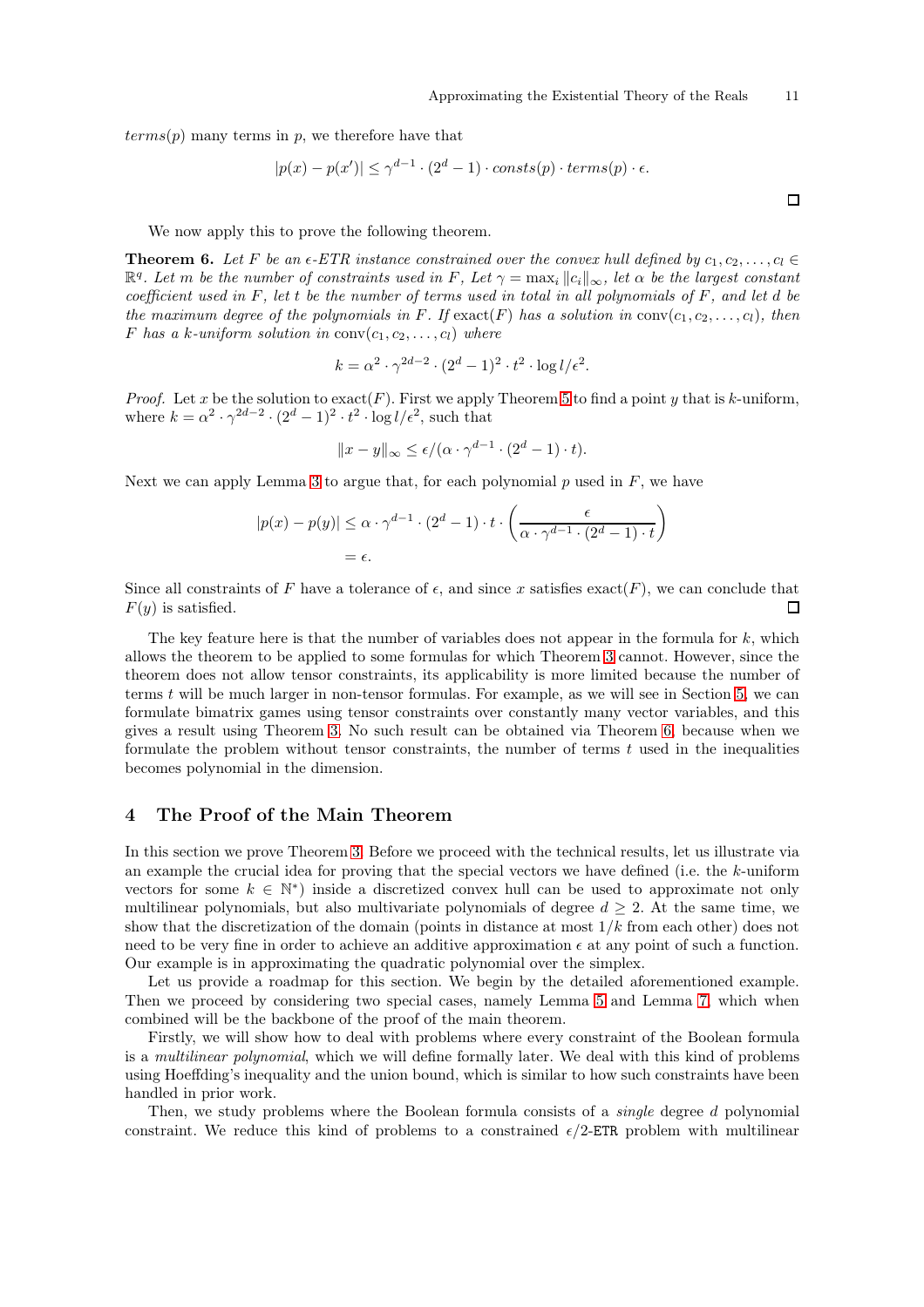$terms(p)$ many terms in $p$, we therefore have that

$$|p(x) - p(x')| \leq \gamma^{d-1} \cdot (2^d - 1) \cdot consts(p) \cdot terms(p) \cdot \epsilon.$$

□

We now apply this to prove the following theorem.

**Theorem 6.** *Let $F$ be an $\epsilon$-ETR instance constrained over the convex hull defined by $c_1, c_2, \dots, c_l \in \mathbb{R}^q$. Let $m$ be the number of constraints used in $F$, Let $\gamma = \max_i \|c_i\|_\infty$, let $\alpha$ be the largest constant coefficient used in $F$, let $t$ be the number of terms used in total in all polynomials of $F$, and let $d$ be the maximum degree of the polynomials in $F$. If $\text{exact}(F)$ has a solution in $\text{conv}(c_1, c_2, \dots, c_l)$, then $F$ has a $k$-uniform solution in $\text{conv}(c_1, c_2, \dots, c_l)$ where*

$$k = \alpha^2 \cdot \gamma^{2d-2} \cdot (2^d - 1)^2 \cdot t^2 \cdot \log l / \epsilon^2.$$

*Proof.* Let $x$ be the solution to $\text{exact}(F)$. First we apply Theorem 5 to find a point $y$ that is $k$-uniform, where $k = \alpha^2 \cdot \gamma^{2d-2} \cdot (2^d - 1)^2 \cdot t^2 \cdot \log l / \epsilon^2$, such that

$$\|x - y\|_\infty \leq \epsilon / (\alpha \cdot \gamma^{d-1} \cdot (2^d - 1) \cdot t).$$

Next we can apply Lemma 3 to argue that, for each polynomial $p$ used in $F$, we have

$$\begin{aligned}
|p(x) - p(y)| &\leq \alpha \cdot \gamma^{d-1} \cdot (2^d - 1) \cdot t \cdot \left( \frac{\epsilon}{\alpha \cdot \gamma^{d-1} \cdot (2^d - 1) \cdot t} \right) \\
&= \epsilon.
\end{aligned}$$

Since all constraints of $F$ have a tolerance of $\epsilon$, and since $x$ satisfies $\text{exact}(F)$, we can conclude that $F(y)$ is satisfied. □

The key feature here is that the number of variables does not appear in the formula for $k$, which allows the theorem to be applied to some formulas for which Theorem 3 cannot. However, since the theorem does not allow tensor constraints, its applicability is more limited because the number of terms $t$ will be much larger in non-tensor formulas. For example, as we will see in Section 5, we can formulate bimatrix games using tensor constraints over constantly many vector variables, and this gives a result using Theorem 3. No such result can be obtained via Theorem 6, because when we formulate the problem without tensor constraints, the number of terms $t$ used in the inequalities becomes polynomial in the dimension.

## 4 The Proof of the Main Theorem

In this section we prove Theorem 3. Before we proceed with the technical results, let us illustrate via an example the crucial idea for proving that the special vectors we have defined (i.e. the $k$-uniform vectors for some $k \in \mathbb{N}^*$) inside a discretized convex hull can be used to approximate not only multilinear polynomials, but also multivariate polynomials of degree $d \geq 2$. At the same time, we show that the discretization of the domain (points in distance at most $1/k$ from each other) does not need to be very fine in order to achieve an additive approximation $\epsilon$ at any point of such a function. Our example is in approximating the quadratic polynomial over the simplex.

Let us provide a roadmap for this section. We begin by the detailed aforementioned example. Then we proceed by considering two special cases, namely Lemma 5 and Lemma 7, which when combined will be the backbone of the proof of the main theorem.

Firstly, we will show how to deal with problems where every constraint of the Boolean formula is a *multilinear polynomial*, which we will define formally later. We deal with this kind of problems using Hoeffding's inequality and the union bound, which is similar to how such constraints have been handled in prior work.

Then, we study problems where the Boolean formula consists of a *single* degree $d$ polynomial constraint. We reduce this kind of problems to a constrained $\epsilon/2$-ETR problem with multilinear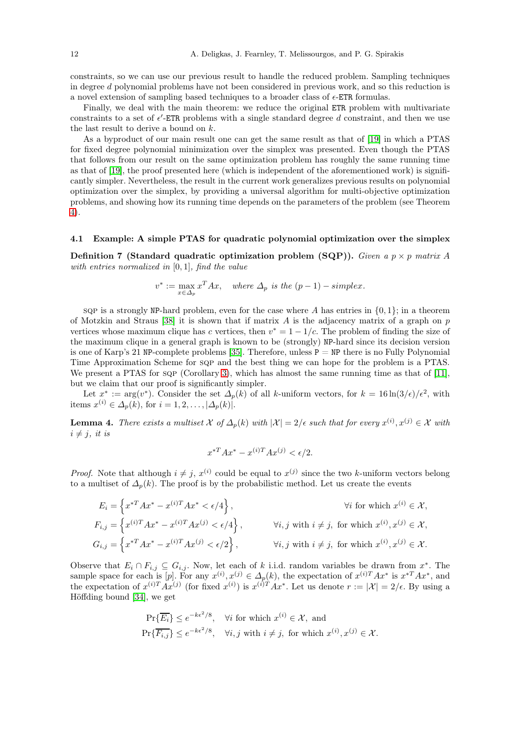constraints, so we can use our previous result to handle the reduced problem. Sampling techniques in degree $d$ polynomial problems have not been considered in previous work, and so this reduction is a novel extension of sampling based techniques to a broader class of $\epsilon$-ETR formulas.

Finally, we deal with the main theorem: we reduce the original ETR problem with multivariate constraints to a set of $\epsilon'$-ETR problems with a single standard degree $d$ constraint, and then we use the last result to derive a bound on $k$.

As a byproduct of our main result one can get the same result as that of [19] in which a PTAS for fixed degree polynomial minimization over the simplex was presented. Even though the PTAS that follows from our result on the same optimization problem has roughly the same running time as that of [19], the proof presented here (which is independent of the aforementioned work) is significantly simpler. Nevertheless, the result in the current work generalizes previous results on polynomial optimization over the simplex, by providing a universal algorithm for multi-objective optimization problems, and showing how its running time depends on the parameters of the problem (see Theorem 4).

### 4.1 Example: A simple PTAS for quadratic polynomial optimization over the simplex

**Definition 7 (Standard quadratic optimization problem (SQP)).** *Given a $p \times p$ matrix $A$ with entries normalized in $[0,1]$, find the value*

$$v^* := \max_{x \in \Delta_p} x^T A x, \quad \text{where } \Delta_p \text{ is the } (p-1)-\text{simplex}.$$

SQP is a strongly NP-hard problem, even for the case where $A$ has entries in $\{0,1\}$; in a theorem of Motzkin and Straus [38] it is shown that if matrix $A$ is the adjacency matrix of a graph on $p$ vertices whose maximum clique has $c$ vertices, then $v^* = 1 - 1/c$. The problem of finding the size of the maximum clique in a general graph is known to be (strongly) NP-hard since its decision version is one of Karp's 21 NP-complete problems [35]. Therefore, unless P = NP there is no Fully Polynomial Time Approximation Scheme for SQP and the best thing we can hope for the problem is a PTAS. We present a PTAS for SQP (Corollary 3), which has almost the same running time as that of [11], but we claim that our proof is significantly simpler.

Let $x^* := \arg(v^*)$. Consider the set $\Delta_p(k)$ of all $k$-uniform vectors, for $k = 16\ln(3/\epsilon)/\epsilon^2$, with items $x^{(i)} \in \Delta_p(k)$, for $i = 1, 2, \ldots, |\Delta_p(k)|$.

**Lemma 4.** *There exists a multiset $\mathcal{X}$ of $\Delta_p(k)$ with $|\mathcal{X}| = 2/\epsilon$ such that for every $x^{(i)}, x^{(j)} \in \mathcal{X}$ with $i \neq j$, it is*

$$x^{*T} A x^* - x^{(i)T} A x^{(j)} < \epsilon/2.$$

*Proof.* Note that although $i \neq j$, $x^{(i)}$ could be equal to $x^{(j)}$ since the two $k$-uniform vectors belong to a multiset of $\Delta_p(k)$. The proof is by the probabilistic method. Let us create the events

$$E_i = \left\{ x^{*T} A x^* - x^{(i)T} A x^* < \epsilon/4 \right\}, \qquad \forall i \text{ for which } x^{(i)} \in \mathcal{X},$$

$$F_{i,j} = \left\{ x^{(i)T} A x^* - x^{(i)T} A x^{(j)} < \epsilon/4 \right\}, \qquad \forall i, j \text{ with } i \neq j, \text{ for which } x^{(i)}, x^{(j)} \in \mathcal{X},$$

$$G_{i,j} = \left\{ x^{*T} A x^* - x^{(i)T} A x^{(j)} < \epsilon/2 \right\}, \qquad \forall i, j \text{ with } i \neq j, \text{ for which } x^{(i)}, x^{(j)} \in \mathcal{X}.$$

Observe that $E_i \cap F_{i,j} \subseteq G_{i,j}$. Now, let each of $k$ i.i.d. random variables be drawn from $x^*$. The sample space for each is $[p]$. For any $x^{(i)}, x^{(j)} \in \Delta_p(k)$, the expectation of $x^{(i)T} A x^*$ is $x^{*T} A x^*$, and the expectation of $x^{(i)T} A x^{(j)}$ (for fixed $x^{(i)}$) is $x^{(i)T} A x^*$. Let us denote $r := |\mathcal{X}| = 2/\epsilon$. By using a Höffding bound [34], we get

$$\Pr\{\overline{E_i}\} \leq e^{-k\epsilon^2/8}, \quad \forall i \text{ for which } x^{(i)} \in \mathcal{X}, \text{ and}$$

$$\Pr\{\overline{F_{i,j}}\} \leq e^{-k\epsilon^2/8}, \quad \forall i, j \text{ with } i \neq j, \text{ for which } x^{(i)}, x^{(j)} \in \mathcal{X}.$$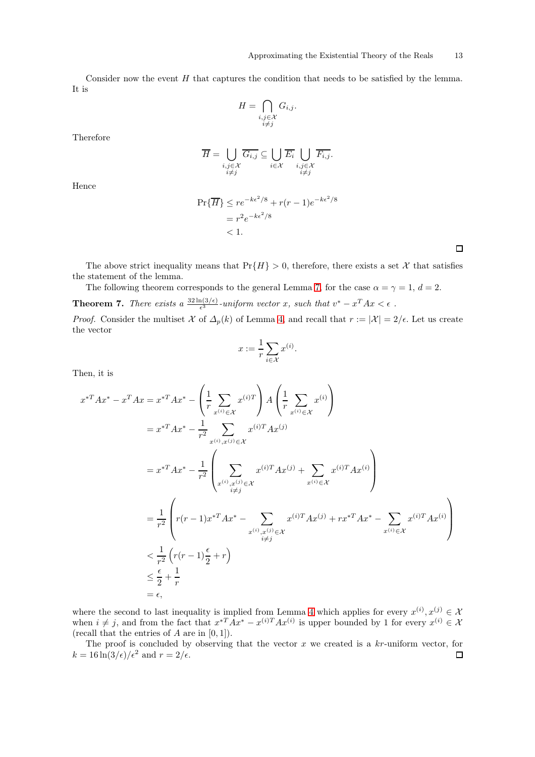Consider now the event $H$ that captures the condition that needs to be satisfied by the lemma. It is

$$H = \bigcap_{\substack{i,j \in \mathcal{X} \\ i \neq j}} G_{i,j}.$$

Therefore

$$\overline{H} = \bigcup_{\substack{i,j \in \mathcal{X} \\ i \neq j}} \overline{G_{i,j}} \subseteq \bigcup_{i \in \mathcal{X}} \overline{E_i} \bigcup_{\substack{i,j \in \mathcal{X} \\ i \neq j}} \overline{F_{i,j}}.$$

Hence

$$\begin{aligned}
\Pr\{\overline{H}\} &\leq re^{-k\epsilon^2/8} + r(r-1)e^{-k\epsilon^2/8} \\
&= r^2 e^{-k\epsilon^2/8} \\
&< 1.
\end{aligned}$$

$\square$

The above strict inequality means that $\Pr\{H\} > 0$, therefore, there exists a set $\mathcal{X}$ that satisfies the statement of the lemma.

The following theorem corresponds to the general Lemma 7, for the case $\alpha = \gamma = 1$, $d = 2$.

**Theorem 7.** *There exists a $\frac{32\ln(3/\epsilon)}{\epsilon^3}$-uniform vector $x$, such that $v^* - x^T A x < \epsilon$ .*

*Proof.* Consider the multiset $\mathcal{X}$ of $\Delta_p(k)$ of Lemma 4, and recall that $r := |\mathcal{X}| = 2/\epsilon$. Let us create the vector

$$x := \frac{1}{r} \sum_{i \in \mathcal{X}} x^{(i)}.$$

Then, it is

$$\begin{aligned}
x^{*T} A x^* - x^T A x &= x^{*T} A x^* - \left( \frac{1}{r} \sum_{x^{(i)} \in \mathcal{X}} x^{(i)T} \right) A \left( \frac{1}{r} \sum_{x^{(i)} \in \mathcal{X}} x^{(i)} \right) \\
&= x^{*T} A x^* - \frac{1}{r^2} \sum_{x^{(i)}, x^{(j)} \in \mathcal{X}} x^{(i)T} A x^{(j)} \\
&= x^{*T} A x^* - \frac{1}{r^2} \left( \sum_{\substack{x^{(i)}, x^{(j)} \in \mathcal{X} \\ i \neq j}} x^{(i)T} A x^{(j)} + \sum_{x^{(i)} \in \mathcal{X}} x^{(i)T} A x^{(i)} \right) \\
&= \frac{1}{r^2} \left( r(r-1) x^{*T} A x^* - \sum_{\substack{x^{(i)}, x^{(j)} \in \mathcal{X} \\ i \neq j}} x^{(i)T} A x^{(j)} + r x^{*T} A x^* - \sum_{x^{(i)} \in \mathcal{X}} x^{(i)T} A x^{(i)} \right) \\
&< \frac{1}{r^2} \left( r(r-1) \frac{\epsilon}{2} + r \right) \\
&\leq \frac{\epsilon}{2} + \frac{1}{r} \\
&= \epsilon,
\end{aligned}$$

where the second to last inequality is implied from Lemma 4 which applies for every $x^{(i)}, x^{(j)} \in \mathcal{X}$ when $i \neq j$, and from the fact that $x^{*T} A x^* - x^{(i)T} A x^{(i)}$ is upper bounded by 1 for every $x^{(i)} \in \mathcal{X}$ (recall that the entries of $A$ are in $[0, 1]$).

The proof is concluded by observing that the vector $x$ we created is a $kr$-uniform vector, for $k = 16 \ln(3/\epsilon)/\epsilon^2$ and $r = 2/\epsilon$. $\square$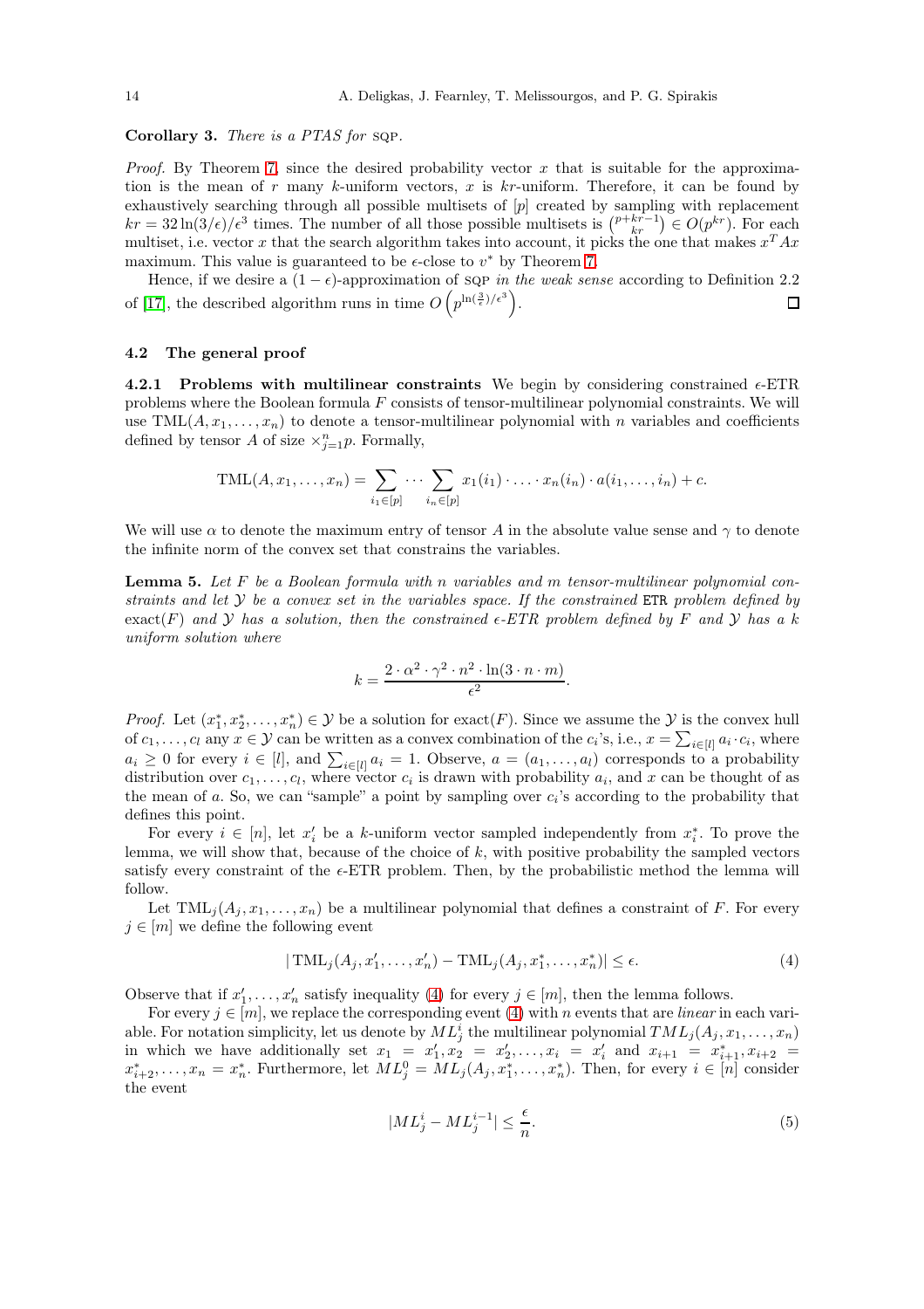**Corollary 3.** *There is a PTAS for* SQP.

*Proof.* By Theorem 7, since the desired probability vector $x$ that is suitable for the approximation is the mean of $r$ many $k$-uniform vectors, $x$ is $kr$-uniform. Therefore, it can be found by exhaustively searching through all possible multisets of $[p]$ created by sampling with replacement $kr = 32\ln(3/\epsilon)/\epsilon^3$ times. The number of all those possible multisets is $\binom{p+kr-1}{kr} \in O(p^{kr})$. For each multiset, i.e. vector $x$ that the search algorithm takes into account, it picks the one that makes $x^T A x$ maximum. This value is guaranteed to be $\epsilon$-close to $v^*$ by Theorem 7.

Hence, if we desire a $(1-\epsilon)$-approximation of SQP *in the weak sense* according to Definition 2.2 of [17], the described algorithm runs in time $O\left(p^{\ln(\frac{3}{\epsilon})/\epsilon^3}\right)$. □

### 4.2 The general proof

**4.2.1 Problems with multilinear constraints** We begin by considering constrained $\epsilon$-ETR problems where the Boolean formula $F$ consists of tensor-multilinear polynomial constraints. We will use $\text{TML}(A, x_1, \ldots, x_n)$ to denote a tensor-multilinear polynomial with $n$ variables and coefficients defined by tensor $A$ of size $\times_{j=1}^{n} p$. Formally,

$$\text{TML}(A, x_1, \ldots, x_n) = \sum_{i_1 \in [p]} \cdots \sum_{i_n \in [p]} x_1(i_1) \cdot \ldots \cdot x_n(i_n) \cdot a(i_1, \ldots, i_n) + c.$$

We will use $\alpha$ to denote the maximum entry of tensor $A$ in the absolute value sense and $\gamma$ to denote the infinite norm of the convex set that constrains the variables.

**Lemma 5.** *Let $F$ be a Boolean formula with $n$ variables and $m$ tensor-multilinear polynomial constraints and let $\mathcal{Y}$ be a convex set in the variables space. If the constrained* ETR *problem defined by* $\text{exact}(F)$ *and $\mathcal{Y}$ has a solution, then the constrained $\epsilon$-ETR problem defined by $F$ and $\mathcal{Y}$ has a $k$ uniform solution where*

$$k = \frac{2 \cdot \alpha^2 \cdot \gamma^2 \cdot n^2 \cdot \ln(3 \cdot n \cdot m)}{\epsilon^2}.$$

*Proof.* Let $(x_1^*, x_2^*, \ldots, x_n^*) \in \mathcal{Y}$ be a solution for $\text{exact}(F)$. Since we assume the $\mathcal{Y}$ is the convex hull of $c_1, \ldots, c_l$ any $x \in \mathcal{Y}$ can be written as a convex combination of the $c_i$'s, i.e., $x = \sum_{i \in [l]} a_i \cdot c_i$, where $a_i \geq 0$ for every $i \in [l]$, and $\sum_{i \in [l]} a_i = 1$. Observe, $a = (a_1, \ldots, a_l)$ corresponds to a probability distribution over $c_1, \ldots, c_l$, where vector $c_i$ is drawn with probability $a_i$, and $x$ can be thought of as the mean of $a$. So, we can "sample" a point by sampling over $c_i$'s according to the probability that defines this point.

For every $i \in [n]$, let $x_i'$ be a $k$-uniform vector sampled independently from $x_i^*$. To prove the lemma, we will show that, because of the choice of $k$, with positive probability the sampled vectors satisfy every constraint of the $\epsilon$-ETR problem. Then, by the probabilistic method the lemma will follow.

Let $\text{TML}_j(A_j, x_1, \ldots, x_n)$ be a multilinear polynomial that defines a constraint of $F$. For every $j \in [m]$ we define the following event

$$|\,\text{TML}_j(A_j, x_1', \ldots, x_n') - \text{TML}_j(A_j, x_1^*, \ldots, x_n^*)| \leq \epsilon. \tag{4}$$

Observe that if $x_1', \ldots, x_n'$ satisfy inequality (4) for every $j \in [m]$, then the lemma follows.

For every $j \in [m]$, we replace the corresponding event (4) with $n$ events that are *linear* in each variable. For notation simplicity, let us denote by $ML_j^i$ the multilinear polynomial $TML_j(A_j, x_1, \ldots, x_n)$ in which we have additionally set $x_1 = x_1', x_2 = x_2', \ldots, x_i = x_i'$ and $x_{i+1} = x_{i+1}^*, x_{i+2} = x_{i+2}^*, \ldots, x_n = x_n^*$. Furthermore, let $ML_j^0 = ML_j(A_j, x_1^*, \ldots, x_n^*)$. Then, for every $i \in [n]$ consider the event

$$|ML_j^i - ML_j^{i-1}| \leq \frac{\epsilon}{n}. \tag{5}$$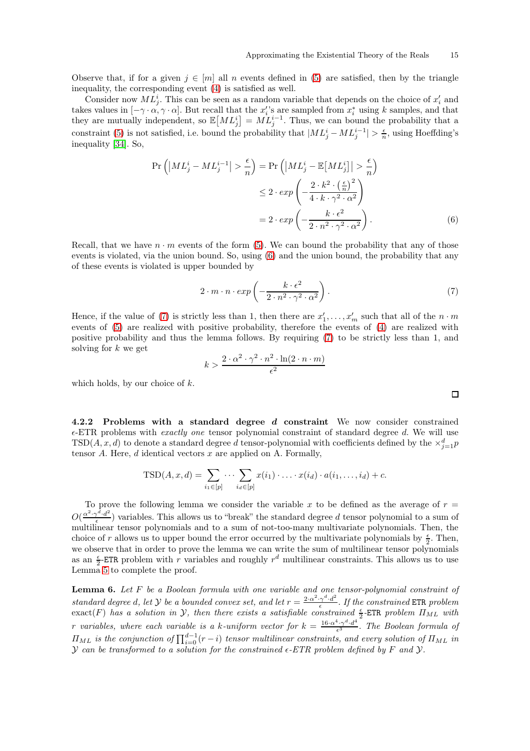Observe that, if for a given $j \in [m]$ all $n$ events defined in (5) are satisfied, then by the triangle inequality, the corresponding event (4) is satisfied as well.

Consider now $ML_j^i$. This can be seen as a random variable that depends on the choice of $x_i'$ and takes values in $[-\gamma \cdot \alpha, \gamma \cdot \alpha]$. But recall that the $x_i'$'s are sampled from $x_i^*$ using $k$ samples, and that they are mutually independent, so $\mathbb{E}\big[ML_j^i\big] = ML_j^{i-1}$. Thus, we can bound the probability that a constraint (5) is not satisfied, i.e. bound the probability that $|ML_j^i - ML_j^{i-1}| > \frac{\epsilon}{n}$, using Hoeffding's inequality [34]. So,

$$\begin{aligned}
\Pr\left(\left|ML_j^i - ML_j^{i-1}\right| > \frac{\epsilon}{n}\right) &= \Pr\left(\left|ML_j^i - \mathbb{E}\big[ML_j^i\big]\right| > \frac{\epsilon}{n}\right) \\
&\leq 2 \cdot exp\left(-\frac{2 \cdot k^2 \cdot \left(\frac{\epsilon}{n}\right)^2}{4 \cdot k \cdot \gamma^2 \cdot \alpha^2}\right) \\
&= 2 \cdot exp\left(-\frac{k \cdot \epsilon^2}{2 \cdot n^2 \cdot \gamma^2 \cdot \alpha^2}\right). \qquad (6)
\end{aligned}$$

Recall, that we have $n \cdot m$ events of the form (5). We can bound the probability that any of those events is violated, via the union bound. So, using (6) and the union bound, the probability that any of these events is violated is upper bounded by

$$2 \cdot m \cdot n \cdot exp\left(-\frac{k \cdot \epsilon^2}{2 \cdot n^2 \cdot \gamma^2 \cdot \alpha^2}\right). \qquad (7)$$

Hence, if the value of (7) is strictly less than 1, then there are $x_1', \ldots, x_m'$ such that all of the $n \cdot m$ events of (5) are realized with positive probability, therefore the events of (4) are realized with positive probability and thus the lemma follows. By requiring (7) to be strictly less than 1, and solving for $k$ we get

$$k > \frac{2 \cdot \alpha^2 \cdot \gamma^2 \cdot n^2 \cdot \ln(2 \cdot n \cdot m)}{\epsilon^2}$$

which holds, by our choice of $k$.

□

#### 4.2.2 Problems with a standard degree $d$ constraint

We now consider constrained $\epsilon$-ETR problems with *exactly one* tensor polynomial constraint of standard degree $d$. We will use $\mathrm{TSD}(A, x, d)$ to denote a standard degree $d$ tensor-polynomial with coefficients defined by the $\times_{j=1}^d p$ tensor $A$. Here, $d$ identical vectors $x$ are applied on A. Formally,

$$\mathrm{TSD}(A, x, d) = \sum_{i_1 \in [p]} \cdots \sum_{i_d \in [p]} x(i_1) \cdot \ldots \cdot x(i_d) \cdot a(i_1, \ldots, i_d) + c.$$

To prove the following lemma we consider the variable $x$ to be defined as the average of $r = O(\frac{\alpha^2 \cdot \gamma^d \cdot d^2}{\epsilon})$ variables. This allows us to "break" the standard degree $d$ tensor polynomial to a sum of multilinear tensor polynomials and to a sum of not-too-many multivariate polynomials. Then, the choice of $r$ allows us to upper bound the error occurred by the multivariate polynomials by $\frac{\epsilon}{2}$. Then, we observe that in order to prove the lemma we can write the sum of multilinear tensor polynomials as an $\frac{\epsilon}{2}$-ETR problem with $r$ variables and roughly $r^d$ multilinear constraints. This allows us to use Lemma 5 to complete the proof.

**Lemma 6.** *Let $F$ be a Boolean formula with one variable and one tensor-polynomial constraint of standard degree $d$, let $\mathcal{Y}$ be a bounded convex set, and let $r = \frac{2 \cdot \alpha^2 \cdot \gamma^d \cdot d^2}{\epsilon}$. If the constrained* ETR *problem* $\mathrm{exact}(F)$ *has a solution in $\mathcal{Y}$, then there exists a satisfiable constrained $\frac{\epsilon}{2}$-*ETR *problem $\Pi_{ML}$ with $r$ variables, where each variable is a $k$-uniform vector for $k = \frac{16 \cdot \alpha^4 \cdot \gamma^d \cdot d^4}{\epsilon^3}$. The Boolean formula of $\Pi_{ML}$ is the conjunction of $\prod_{i=0}^{d-1}(r-i)$ tensor multilinear constraints, and every solution of $\Pi_{ML}$ in $\mathcal{Y}$ can be transformed to a solution for the constrained $\epsilon$-ETR problem defined by $F$ and $\mathcal{Y}$.*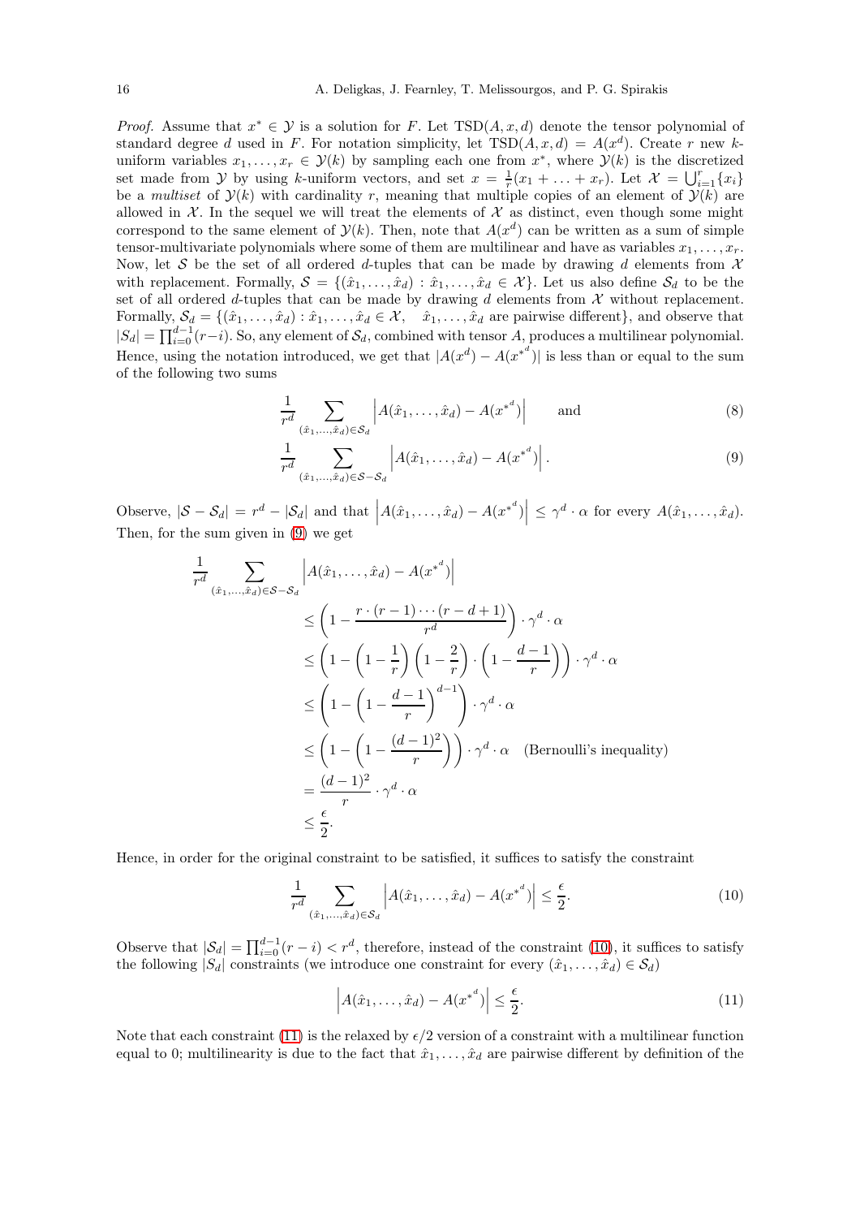*Proof.* Assume that $x^* \in \mathcal{Y}$ is a solution for $F$. Let $\text{TSD}(A, x, d)$ denote the tensor polynomial of standard degree $d$ used in $F$. For notation simplicity, let $\text{TSD}(A, x, d) = A(x^d)$. Create $r$ new $k$-uniform variables $x_1, \ldots, x_r \in \mathcal{Y}(k)$ by sampling each one from $x^*$, where $\mathcal{Y}(k)$ is the discretized set made from $\mathcal{Y}$ by using $k$-uniform vectors, and set $x = \frac{1}{r}(x_1 + \ldots + x_r)$. Let $\mathcal{X} = \bigcup_{i=1}^{r} \{x_i\}$ be a *multiset* of $\mathcal{Y}(k)$ with cardinality $r$, meaning that multiple copies of an element of $\mathcal{Y}(k)$ are allowed in $\mathcal{X}$. In the sequel we will treat the elements of $\mathcal{X}$ as distinct, even though some might correspond to the same element of $\mathcal{Y}(k)$. Then, note that $A(x^d)$ can be written as a sum of simple tensor-multivariate polynomials where some of them are multilinear and have as variables $x_1, \ldots, x_r$. Now, let $\mathcal{S}$ be the set of all ordered $d$-tuples that can be made by drawing $d$ elements from $\mathcal{X}$ with replacement. Formally, $\mathcal{S} = \{(\hat{x}_1, \ldots, \hat{x}_d) : \hat{x}_1, \ldots, \hat{x}_d \in \mathcal{X}\}$. Let us also define $\mathcal{S}_d$ to be the set of all ordered $d$-tuples that can be made by drawing $d$ elements from $\mathcal{X}$ without replacement. Formally, $\mathcal{S}_d = \{(\hat{x}_1, \ldots, \hat{x}_d) : \hat{x}_1, \ldots, \hat{x}_d \in \mathcal{X}, \quad \hat{x}_1, \ldots, \hat{x}_d \text{ are pairwise different}\}$, and observe that $|S_d| = \prod_{i=0}^{d-1}(r-i)$. So, any element of $\mathcal{S}_d$, combined with tensor $A$, produces a multilinear polynomial. Hence, using the notation introduced, we get that $|A(x^d) - A({x^*}^d)|$ is less than or equal to the sum of the following two sums

$$\frac{1}{r^d} \sum_{(\hat{x}_1, \ldots, \hat{x}_d) \in \mathcal{S}_d} \left| A(\hat{x}_1, \ldots, \hat{x}_d) - A({x^*}^d) \right| \qquad \text{and} \tag{8}$$

$$\frac{1}{r^d} \sum_{(\hat{x}_1, \ldots, \hat{x}_d) \in \mathcal{S} - \mathcal{S}_d} \left| A(\hat{x}_1, \ldots, \hat{x}_d) - A({x^*}^d) \right|. \tag{9}$$

Observe, $|\mathcal{S} - \mathcal{S}_d| = r^d - |\mathcal{S}_d|$ and that $\left| A(\hat{x}_1, \ldots, \hat{x}_d) - A({x^*}^d) \right| \leq \gamma^d \cdot \alpha$ for every $A(\hat{x}_1, \ldots, \hat{x}_d)$. Then, for the sum given in (9) we get

$$\begin{aligned}
\frac{1}{r^d} \sum_{(\hat{x}_1, \ldots, \hat{x}_d) \in \mathcal{S} - \mathcal{S}_d} & \left| A(\hat{x}_1, \ldots, \hat{x}_d) - A({x^*}^d) \right| \\
&\leq \left( 1 - \frac{r \cdot (r-1) \cdots (r-d+1)}{r^d} \right) \cdot \gamma^d \cdot \alpha \\
&\leq \left( 1 - \left(1 - \frac{1}{r}\right)\left(1 - \frac{2}{r}\right) \cdot \left(1 - \frac{d-1}{r}\right) \right) \cdot \gamma^d \cdot \alpha \\
&\leq \left( 1 - \left(1 - \frac{d-1}{r}\right)^{d-1} \right) \cdot \gamma^d \cdot \alpha \\
&\leq \left( 1 - \left(1 - \frac{(d-1)^2}{r}\right) \right) \cdot \gamma^d \cdot \alpha \quad \text{(Bernoulli's inequality)} \\
&= \frac{(d-1)^2}{r} \cdot \gamma^d \cdot \alpha \\
&\leq \frac{\epsilon}{2}.
\end{aligned}$$

Hence, in order for the original constraint to be satisfied, it suffices to satisfy the constraint

$$\frac{1}{r^d} \sum_{(\hat{x}_1, \ldots, \hat{x}_d) \in \mathcal{S}_d} \left| A(\hat{x}_1, \ldots, \hat{x}_d) - A({x^*}^d) \right| \leq \frac{\epsilon}{2}. \tag{10}$$

Observe that $|\mathcal{S}_d| = \prod_{i=0}^{d-1}(r-i) < r^d$, therefore, instead of the constraint (10), it suffices to satisfy the following $|S_d|$ constraints (we introduce one constraint for every $(\hat{x}_1, \ldots, \hat{x}_d) \in \mathcal{S}_d$)

$$\left| A(\hat{x}_1, \ldots, \hat{x}_d) - A({x^*}^d) \right| \leq \frac{\epsilon}{2}. \tag{11}$$

Note that each constraint (11) is the relaxed by $\epsilon/2$ version of a constraint with a multilinear function equal to 0; multilinearity is due to the fact that $\hat{x}_1, \ldots, \hat{x}_d$ are pairwise different by definition of the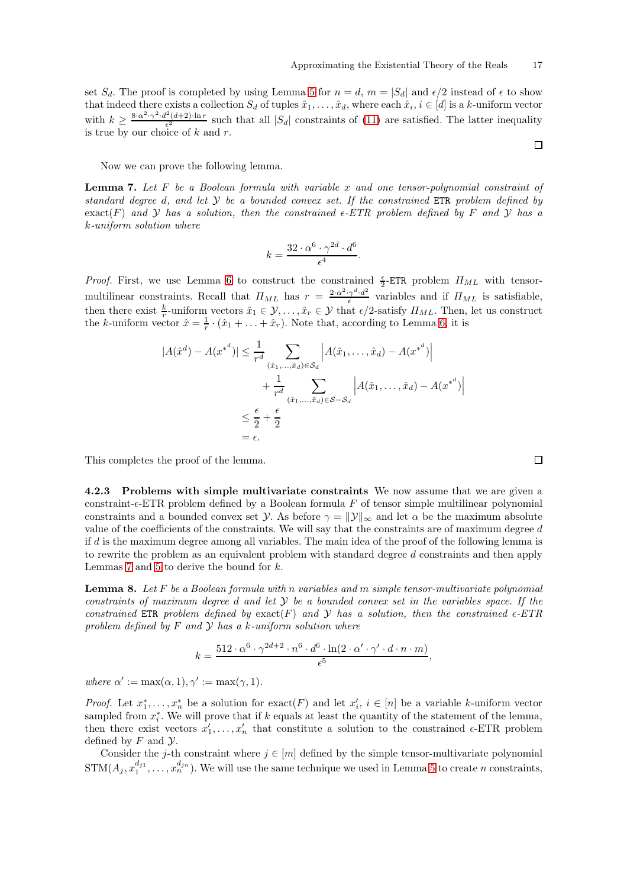set $S_d$. The proof is completed by using Lemma 5 for $n = d$, $m = |S_d|$ and $\epsilon/2$ instead of $\epsilon$ to show that indeed there exists a collection $S_d$ of tuples $\hat{x}_1, \ldots, \hat{x}_d$, where each $\hat{x}_i$, $i \in [d]$ is a $k$-uniform vector with $k \geq \frac{8 \cdot \alpha^2 \cdot \gamma^2 \cdot d^2 (d+2) \cdot \ln r}{\epsilon^2}$ such that all $|S_d|$ constraints of (11) are satisfied. The latter inequality is true by our choice of $k$ and $r$. ◻

Now we can prove the following lemma.

**Lemma 7.** *Let $F$ be a Boolean formula with variable $x$ and one tensor-polynomial constraint of standard degree $d$, and let $\mathcal{Y}$ be a bounded convex set. If the constrained* ETR *problem defined by* exact$(F)$ *and $\mathcal{Y}$ has a solution, then the constrained $\epsilon$-ETR problem defined by $F$ and $\mathcal{Y}$ has a $k$-uniform solution where*

$$k = \frac{32 \cdot \alpha^6 \cdot \gamma^{2d} \cdot d^6}{\epsilon^4}.$$

*Proof.* First, we use Lemma 6 to construct the constrained $\frac{\epsilon}{2}$-ETR problem $\Pi_{ML}$ with tensor-multilinear constraints. Recall that $\Pi_{ML}$ has $r = \frac{2 \cdot \alpha^2 \cdot \gamma^d \cdot d^2}{\epsilon}$ variables and if $\Pi_{ML}$ is satisfiable, then there exist $\frac{k}{r}$-uniform vectors $\hat{x}_1 \in \mathcal{Y}, \ldots, \hat{x}_r \in \mathcal{Y}$ that $\epsilon/2$-satisfy $\Pi_{ML}$. Then, let us construct the $k$-uniform vector $\hat{x} = \frac{1}{r} \cdot (\hat{x}_1 + \ldots + \hat{x}_r)$. Note that, according to Lemma 6, it is

$$\begin{aligned}
|A(\hat{x}^d) - A(x^{*^d})| &\leq \frac{1}{r^d} \sum_{(\hat{x}_1, \ldots, \hat{x}_d) \in \mathcal{S}_d} \left| A(\hat{x}_1, \ldots, \hat{x}_d) - A(x^{*^d}) \right| \\
&\quad + \frac{1}{r^d} \sum_{(\hat{x}_1, \ldots, \hat{x}_d) \in \mathcal{S} - \mathcal{S}_d} \left| A(\hat{x}_1, \ldots, \hat{x}_d) - A(x^{*^d}) \right| \\
&\leq \frac{\epsilon}{2} + \frac{\epsilon}{2} \\
&= \epsilon.
\end{aligned}$$

This completes the proof of the lemma. ◻

#### 4.2.3 Problems with simple multivariate constraints

We now assume that we are given a constraint-$\epsilon$-ETR problem defined by a Boolean formula $F$ of tensor simple multilinear polynomial constraints and a bounded convex set $\mathcal{Y}$. As before $\gamma = \|\mathcal{Y}\|_\infty$ and let $\alpha$ be the maximum absolute value of the coefficients of the constraints. We will say that the constraints are of maximum degree $d$ if $d$ is the maximum degree among all variables. The main idea of the proof of the following lemma is to rewrite the problem as an equivalent problem with standard degree $d$ constraints and then apply Lemmas 7 and 5 to derive the bound for $k$.

**Lemma 8.** *Let $F$ be a Boolean formula with $n$ variables and $m$ simple tensor-multivariate polynomial constraints of maximum degree $d$ and let $\mathcal{Y}$ be a bounded convex set in the variables space. If the constrained* ETR *problem defined by* exact$(F)$ *and $\mathcal{Y}$ has a solution, then the constrained $\epsilon$-ETR problem defined by $F$ and $\mathcal{Y}$ has a $k$-uniform solution where*

$$k = \frac{512 \cdot \alpha^6 \cdot \gamma^{2d+2} \cdot n^6 \cdot d^6 \cdot \ln(2 \cdot \alpha' \cdot \gamma' \cdot d \cdot n \cdot m)}{\epsilon^5},$$

*where $\alpha' := \max(\alpha, 1), \gamma' := \max(\gamma, 1)$.*

*Proof.* Let $x_1^*, \ldots, x_n^*$ be a solution for exact$(F)$ and let $x_i'$, $i \in [n]$ be a variable $k$-uniform vector sampled from $x_i^*$. We will prove that if $k$ equals at least the quantity of the statement of the lemma, then there exist vectors $x_1', \ldots, x_n'$ that constitute a solution to the constrained $\epsilon$-ETR problem defined by $F$ and $\mathcal{Y}$.

Consider the $j$-th constraint where $j \in [m]$ defined by the simple tensor-multivariate polynomial $\text{STM}(A_j, x_1^{d_{j1}}, \ldots, x_n^{d_{jn}})$. We will use the same technique we used in Lemma 5 to create $n$ constraints,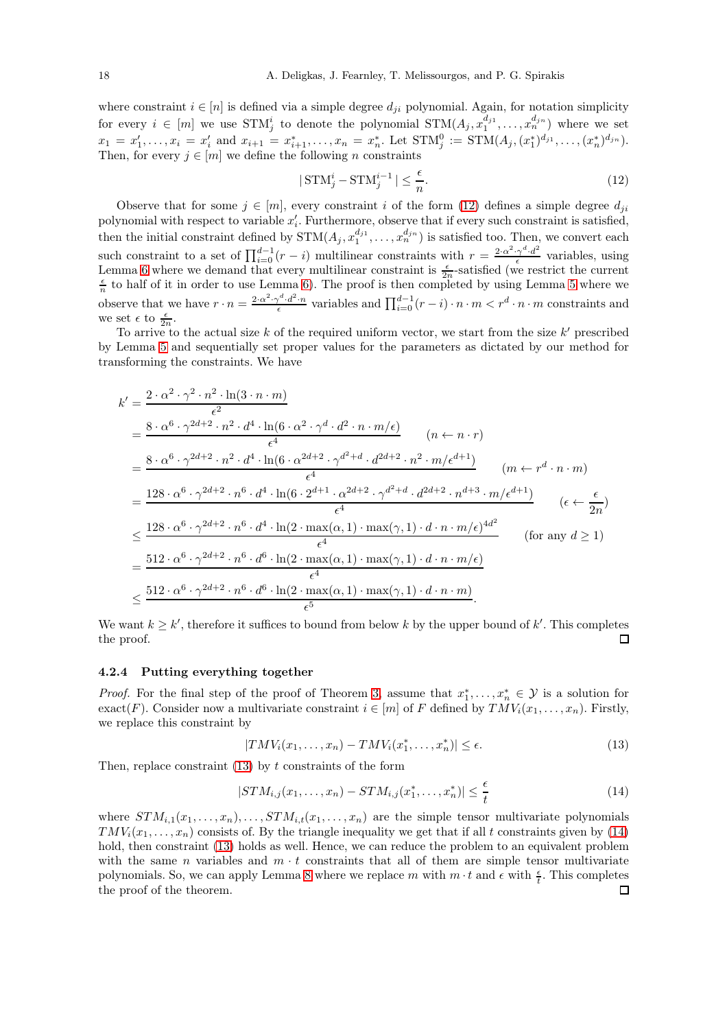where constraint $i \in [n]$ is defined via a simple degree $d_{ji}$ polynomial. Again, for notation simplicity for every $i \in [m]$ we use $\text{STM}_j^i$ to denote the polynomial $\text{STM}(A_j, x_1^{d_{j1}}, \ldots, x_n^{d_{jn}})$ where we set $x_1 = x_1', \ldots, x_i = x_i'$ and $x_{i+1} = x_{i+1}^*, \ldots, x_n = x_n^*$. Let $\text{STM}_j^0 := \text{STM}(A_j, (x_1^*)^{d_{j1}}, \ldots, (x_n^*)^{d_{jn}})$. Then, for every $j \in [m]$ we define the following $n$ constraints

$$|\,\text{STM}_j^i - \text{STM}_j^{i-1}\,| \leq \frac{\epsilon}{n}. \tag{12}$$

Observe that for some $j \in [m]$, every constraint $i$ of the form (12) defines a simple degree $d_{ji}$ polynomial with respect to variable $x_i'$. Furthermore, observe that if every such constraint is satisfied, then the initial constraint defined by $\text{STM}(A_j, x_1^{d_{j1}}, \ldots, x_n^{d_{jn}})$ is satisfied too. Then, we convert each such constraint to a set of $\prod_{i=0}^{d-1}(r-i)$ multilinear constraints with $r = \frac{2 \cdot \alpha^2 \cdot \gamma^d \cdot d^2}{\epsilon}$ variables, using Lemma 6 where we demand that every multilinear constraint is $\frac{\epsilon}{2n}$-satisfied (we restrict the current $\frac{\epsilon}{n}$ to half of it in order to use Lemma 6). The proof is then completed by using Lemma 5 where we observe that we have $r \cdot n = \frac{2 \cdot \alpha^2 \cdot \gamma^d \cdot d^2 \cdot n}{\epsilon}$ variables and $\prod_{i=0}^{d-1}(r-i) \cdot n \cdot m < r^d \cdot n \cdot m$ constraints and we set $\epsilon$ to $\frac{\epsilon}{2n}$.

To arrive to the actual size $k$ of the required uniform vector, we start from the size $k'$ prescribed by Lemma 5 and sequentially set proper values for the parameters as dictated by our method for transforming the constraints. We have

$$\begin{aligned}
k' &= \frac{2 \cdot \alpha^2 \cdot \gamma^2 \cdot n^2 \cdot \ln(3 \cdot n \cdot m)}{\epsilon^2} \\
&= \frac{8 \cdot \alpha^6 \cdot \gamma^{2d+2} \cdot n^2 \cdot d^4 \cdot \ln(6 \cdot \alpha^2 \cdot \gamma^d \cdot d^2 \cdot n \cdot m/\epsilon)}{\epsilon^4} \qquad (n \leftarrow n \cdot r) \\
&= \frac{8 \cdot \alpha^6 \cdot \gamma^{2d+2} \cdot n^2 \cdot d^4 \cdot \ln(6 \cdot \alpha^{2d+2} \cdot \gamma^{d^2+d} \cdot d^{2d+2} \cdot n^2 \cdot m/\epsilon^{d+1})}{\epsilon^4} \qquad (m \leftarrow r^d \cdot n \cdot m) \\
&= \frac{128 \cdot \alpha^6 \cdot \gamma^{2d+2} \cdot n^6 \cdot d^4 \cdot \ln(6 \cdot 2^{d+1} \cdot \alpha^{2d+2} \cdot \gamma^{d^2+d} \cdot d^{2d+2} \cdot n^{d+3} \cdot m/\epsilon^{d+1})}{\epsilon^4} \qquad (\epsilon \leftarrow \frac{\epsilon}{2n}) \\
&\leq \frac{128 \cdot \alpha^6 \cdot \gamma^{2d+2} \cdot n^6 \cdot d^4 \cdot \ln(2 \cdot \max(\alpha, 1) \cdot \max(\gamma, 1) \cdot d \cdot n \cdot m/\epsilon)^{4d^2}}{\epsilon^4} \qquad (\text{for any } d \geq 1) \\
&= \frac{512 \cdot \alpha^6 \cdot \gamma^{2d+2} \cdot n^6 \cdot d^6 \cdot \ln(2 \cdot \max(\alpha, 1) \cdot \max(\gamma, 1) \cdot d \cdot n \cdot m/\epsilon)}{\epsilon^4} \\
&\leq \frac{512 \cdot \alpha^6 \cdot \gamma^{2d+2} \cdot n^6 \cdot d^6 \cdot \ln(2 \cdot \max(\alpha, 1) \cdot \max(\gamma, 1) \cdot d \cdot n \cdot m)}{\epsilon^5}.
\end{aligned}$$

We want $k \geq k'$, therefore it suffices to bound from below $k$ by the upper bound of $k'$. This completes the proof. ◻

#### 4.2.4 Putting everything together

*Proof.* For the final step of the proof of Theorem 3, assume that $x_1^*, \ldots, x_n^* \in \mathcal{Y}$ is a solution for exact$(F)$. Consider now a multivariate constraint $i \in [m]$ of $F$ defined by $TMV_i(x_1, \ldots, x_n)$. Firstly, we replace this constraint by

$$|TMV_i(x_1, \ldots, x_n) - TMV_i(x_1^*, \ldots, x_n^*)| \leq \epsilon. \tag{13}$$

Then, replace constraint (13) by $t$ constraints of the form

$$|STM_{i,j}(x_1, \ldots, x_n) - STM_{i,j}(x_1^*, \ldots, x_n^*)| \leq \frac{\epsilon}{t} \tag{14}$$

where $STM_{i,1}(x_1, \ldots, x_n), \ldots, STM_{i,t}(x_1, \ldots, x_n)$ are the simple tensor multivariate polynomials $TMV_i(x_1, \ldots, x_n)$ consists of. By the triangle inequality we get that if all $t$ constraints given by (14) hold, then constraint (13) holds as well. Hence, we can reduce the problem to an equivalent problem with the same $n$ variables and $m \cdot t$ constraints that all of them are simple tensor multivariate polynomials. So, we can apply Lemma 8 where we replace $m$ with $m \cdot t$ and $\epsilon$ with $\frac{\epsilon}{t}$. This completes the proof of the theorem. ◻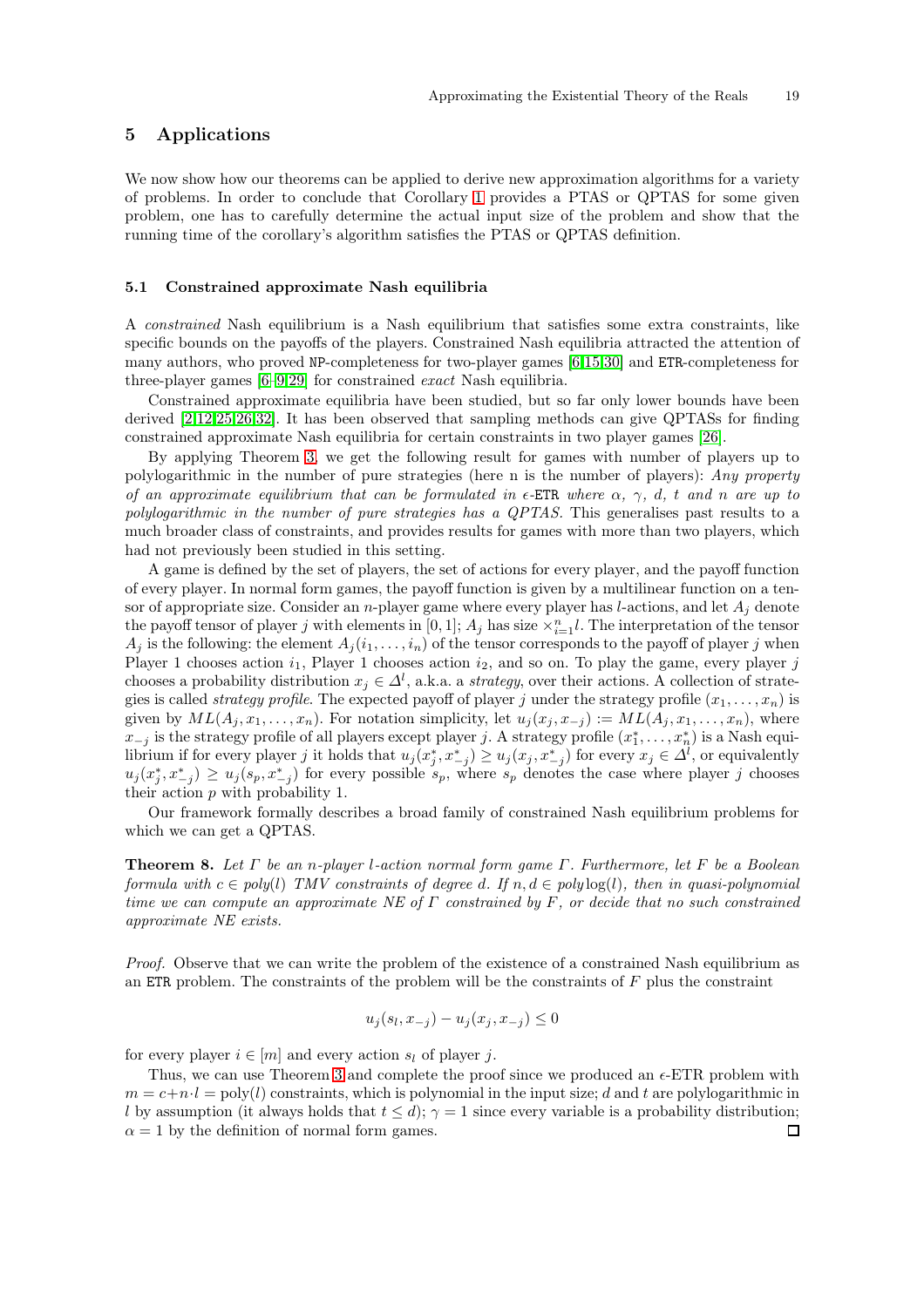## 5 Applications

We now show how our theorems can be applied to derive new approximation algorithms for a variety of problems. In order to conclude that Corollary 1 provides a PTAS or QPTAS for some given problem, one has to carefully determine the actual input size of the problem and show that the running time of the corollary's algorithm satisfies the PTAS or QPTAS definition.

### 5.1 Constrained approximate Nash equilibria

A *constrained* Nash equilibrium is a Nash equilibrium that satisfies some extra constraints, like specific bounds on the payoffs of the players. Constrained Nash equilibria attracted the attention of many authors, who proved NP-completeness for two-player games [6,15,30] and ETR-completeness for three-player games [6–9,29] for constrained *exact* Nash equilibria.

Constrained approximate equilibria have been studied, but so far only lower bounds have been derived [2,12,25,26,32]. It has been observed that sampling methods can give QPTASs for finding constrained approximate Nash equilibria for certain constraints in two player games [26].

By applying Theorem 3, we get the following result for games with number of players up to polylogarithmic in the number of pure strategies (here n is the number of players): *Any property of an approximate equilibrium that can be formulated in $\epsilon$-ETR where $\alpha$, $\gamma$, $d$, $t$ and $n$ are up to polylogarithmic in the number of pure strategies has a QPTAS.* This generalises past results to a much broader class of constraints, and provides results for games with more than two players, which had not previously been studied in this setting.

A game is defined by the set of players, the set of actions for every player, and the payoff function of every player. In normal form games, the payoff function is given by a multilinear function on a tensor of appropriate size. Consider an $n$-player game where every player has $l$-actions, and let $A_j$ denote the payoff tensor of player $j$ with elements in $[0, 1]$; $A_j$ has size $\times_{i=1}^{n} l$. The interpretation of the tensor $A_j$ is the following: the element $A_j(i_1, \ldots, i_n)$ of the tensor corresponds to the payoff of player $j$ when Player 1 chooses action $i_1$, Player 1 chooses action $i_2$, and so on. To play the game, every player $j$ chooses a probability distribution $x_j \in \Delta^l$, a.k.a. a *strategy*, over their actions. A collection of strategies is called *strategy profile*. The expected payoff of player $j$ under the strategy profile $(x_1, \ldots, x_n)$ is given by $ML(A_j, x_1, \ldots, x_n)$. For notation simplicity, let $u_j(x_j, x_{-j}) := ML(A_j, x_1, \ldots, x_n)$, where $x_{-j}$ is the strategy profile of all players except player $j$. A strategy profile $(x_1^*, \ldots, x_n^*)$ is a Nash equilibrium if for every player $j$ it holds that $u_j(x_j^*, x_{-j}^*) \geq u_j(x_j, x_{-j}^*)$ for every $x_j \in \Delta^l$, or equivalently $u_j(x_j^*, x_{-j}^*) \geq u_j(s_p, x_{-j}^*)$ for every possible $s_p$, where $s_p$ denotes the case where player $j$ chooses their action $p$ with probability 1.

Our framework formally describes a broad family of constrained Nash equilibrium problems for which we can get a QPTAS.

**Theorem 8.** *Let $\Gamma$ be an $n$-player $l$-action normal form game $\Gamma$. Furthermore, let $F$ be a Boolean formula with $c \in poly(l)$ TMV constraints of degree $d$. If $n, d \in poly\log(l)$, then in quasi-polynomial time we can compute an approximate NE of $\Gamma$ constrained by $F$, or decide that no such constrained approximate NE exists.*

*Proof.* Observe that we can write the problem of the existence of a constrained Nash equilibrium as an ETR problem. The constraints of the problem will be the constraints of $F$ plus the constraint

$$u_j(s_l, x_{-j}) - u_j(x_j, x_{-j}) \leq 0$$

for every player $i \in [m]$ and every action $s_l$ of player $j$.

Thus, we can use Theorem 3 and complete the proof since we produced an $\epsilon$-ETR problem with $m = c + n \cdot l = \text{poly}(l)$ constraints, which is polynomial in the input size; $d$ and $t$ are polylogarithmic in $l$ by assumption (it always holds that $t \leq d$); $\gamma = 1$ since every variable is a probability distribution; $\alpha = 1$ by the definition of normal form games. □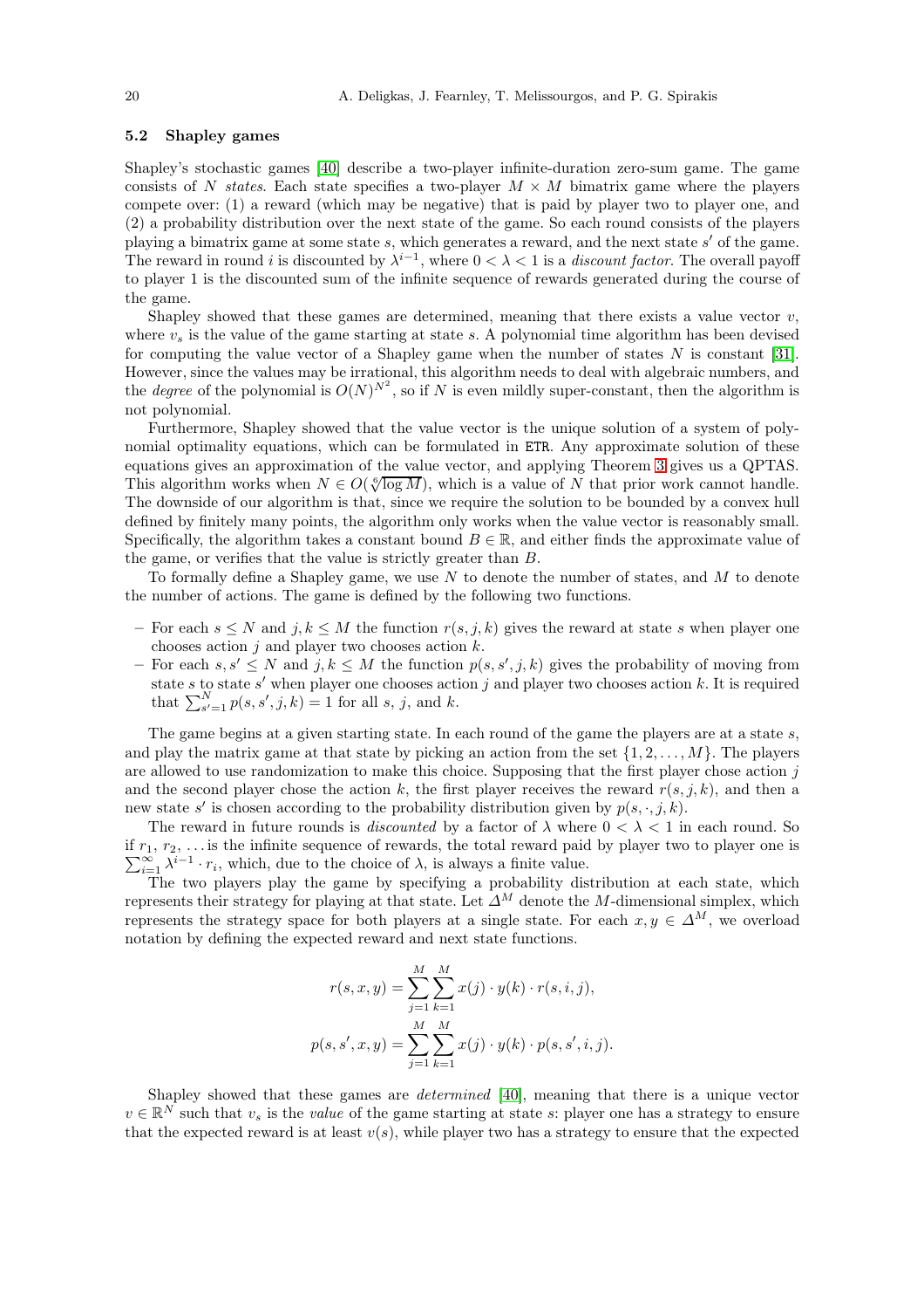### 5.2 Shapley games

Shapley's stochastic games [40] describe a two-player infinite-duration zero-sum game. The game consists of $N$ *states*. Each state specifies a two-player $M \times M$ bimatrix game where the players compete over: (1) a reward (which may be negative) that is paid by player two to player one, and (2) a probability distribution over the next state of the game. So each round consists of the players playing a bimatrix game at some state $s$, which generates a reward, and the next state $s'$ of the game. The reward in round $i$ is discounted by $\lambda^{i-1}$, where $0 < \lambda < 1$ is a *discount factor*. The overall payoff to player 1 is the discounted sum of the infinite sequence of rewards generated during the course of the game.

Shapley showed that these games are determined, meaning that there exists a value vector $v$, where $v_s$ is the value of the game starting at state $s$. A polynomial time algorithm has been devised for computing the value vector of a Shapley game when the number of states $N$ is constant [31]. However, since the values may be irrational, this algorithm needs to deal with algebraic numbers, and the *degree* of the polynomial is $O(N)^{N^2}$, so if $N$ is even mildly super-constant, then the algorithm is not polynomial.

Furthermore, Shapley showed that the value vector is the unique solution of a system of polynomial optimality equations, which can be formulated in ETR. Any approximate solution of these equations gives an approximation of the value vector, and applying Theorem 3 gives us a QPTAS. This algorithm works when $N \in O(\sqrt[6]{\log M})$, which is a value of $N$ that prior work cannot handle. The downside of our algorithm is that, since we require the solution to be bounded by a convex hull defined by finitely many points, the algorithm only works when the value vector is reasonably small. Specifically, the algorithm takes a constant bound $B \in \mathbb{R}$, and either finds the approximate value of the game, or verifies that the value is strictly greater than $B$.

To formally define a Shapley game, we use $N$ to denote the number of states, and $M$ to denote the number of actions. The game is defined by the following two functions.

- For each $s \leq N$ and $j, k \leq M$ the function $r(s, j, k)$ gives the reward at state $s$ when player one chooses action $j$ and player two chooses action $k$.
- For each $s, s' \leq N$ and $j, k \leq M$ the function $p(s, s', j, k)$ gives the probability of moving from state $s$ to state $s'$ when player one chooses action $j$ and player two chooses action $k$. It is required that $\sum_{s'=1}^{N} p(s, s', j, k) = 1$ for all $s$, $j$, and $k$.

The game begins at a given starting state. In each round of the game the players are at a state $s$, and play the matrix game at that state by picking an action from the set $\{1, 2, \ldots, M\}$. The players are allowed to use randomization to make this choice. Supposing that the first player chose action $j$ and the second player chose the action $k$, the first player receives the reward $r(s, j, k)$, and then a new state $s'$ is chosen according to the probability distribution given by $p(s, \cdot, j, k)$.

The reward in future rounds is *discounted* by a factor of $\lambda$ where $0 < \lambda < 1$ in each round. So if $r_1, r_2, \ldots$ is the infinite sequence of rewards, the total reward paid by player two to player one is $\sum_{i=1}^{\infty} \lambda^{i-1} \cdot r_i$, which, due to the choice of $\lambda$, is always a finite value.

The two players play the game by specifying a probability distribution at each state, which represents their strategy for playing at that state. Let $\Delta^M$ denote the $M$-dimensional simplex, which represents the strategy space for both players at a single state. For each $x, y \in \Delta^M$, we overload notation by defining the expected reward and next state functions.

$$r(s, x, y) = \sum_{j=1}^{M} \sum_{k=1}^{M} x(j) \cdot y(k) \cdot r(s, i, j),$$

$$p(s, s', x, y) = \sum_{j=1}^{M} \sum_{k=1}^{M} x(j) \cdot y(k) \cdot p(s, s', i, j).$$

Shapley showed that these games are *determined* [40], meaning that there is a unique vector $v \in \mathbb{R}^N$ such that $v_s$ is the *value* of the game starting at state $s$: player one has a strategy to ensure that the expected reward is at least $v(s)$, while player two has a strategy to ensure that the expected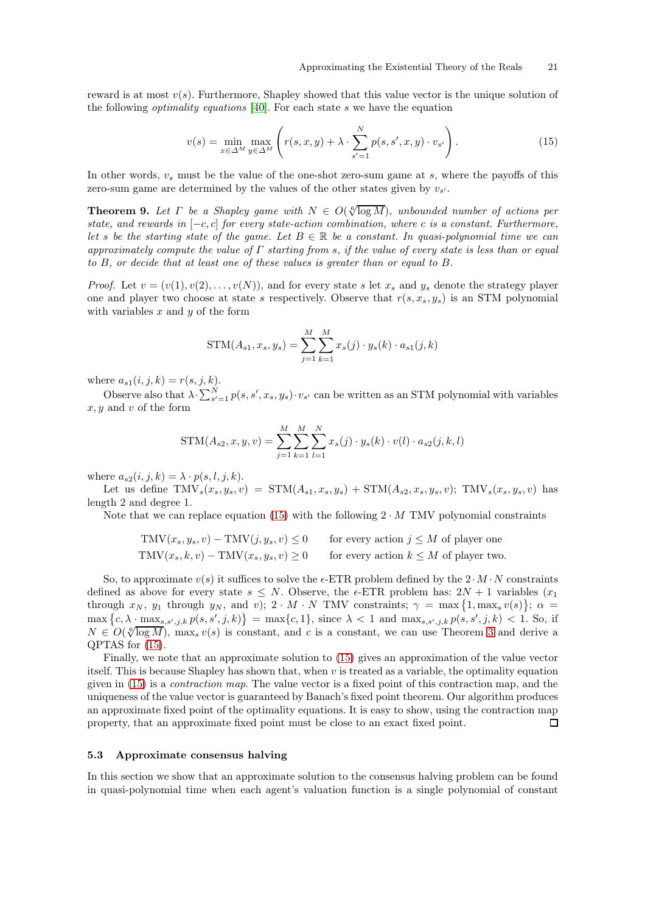reward is at most $v(s)$. Furthermore, Shapley showed that this value vector is the unique solution of the following *optimality equations* [40]. For each state $s$ we have the equation

$$v(s) = \min_{x \in \Delta^M} \max_{y \in \Delta^M} \left( r(s,x,y) + \lambda \cdot \sum_{s'=1}^{N} p(s,s',x,y) \cdot v_{s'} \right). \tag{15}$$

In other words, $v_s$ must be the value of the one-shot zero-sum game at $s$, where the payoffs of this zero-sum game are determined by the values of the other states given by $v_{s'}$.

**Theorem 9.** *Let $\Gamma$ be a Shapley game with $N \in O(\sqrt[6]{\log M})$, unbounded number of actions per state, and rewards in $[-c, c]$ for every state-action combination, where $c$ is a constant. Furthermore, let $s$ be the starting state of the game. Let $B \in \mathbb{R}$ be a constant. In quasi-polynomial time we can approximately compute the value of $\Gamma$ starting from $s$, if the value of every state is less than or equal to $B$, or decide that at least one of these values is greater than or equal to $B$.*

*Proof.* Let $v = (v(1), v(2), \dots, v(N))$, and for every state $s$ let $x_s$ and $y_s$ denote the strategy player one and player two choose at state $s$ respectively. Observe that $r(s, x_s, y_s)$ is an STM polynomial with variables $x$ and $y$ of the form

$$\text{STM}(A_{s1}, x_s, y_s) = \sum_{j=1}^{M} \sum_{k=1}^{M} x_s(j) \cdot y_s(k) \cdot a_{s1}(j,k)$$

where $a_{s1}(i,j,k) = r(s,j,k)$.

Observe also that $\lambda \cdot \sum_{s'=1}^{N} p(s,s',x_s,y_s) \cdot v_{s'}$ can be written as an STM polynomial with variables $x, y$ and $v$ of the form

$$\text{STM}(A_{s2}, x, y, v) = \sum_{j=1}^{M} \sum_{k=1}^{M} \sum_{l=1}^{N} x_s(j) \cdot y_s(k) \cdot v(l) \cdot a_{s2}(j,k,l)$$

where $a_{s2}(i,j,k) = \lambda \cdot p(s,l,j,k)$.

Let us define $\text{TMV}_s(x_s, y_s, v) = \text{STM}(A_{s1}, x_s, y_s) + \text{STM}(A_{s2}, x_s, y_s, v)$; $\text{TMV}_s(x_s, y_s, v)$ has length 2 and degree 1.

Note that we can replace equation (15) with the following $2 \cdot M$ TMV polynomial constraints

$$\begin{aligned}
\text{TMV}(x_s, y_s, v) - \text{TMV}(j, y_s, v) \le 0 \qquad & \text{for every action } j \le M \text{ of player one} \\
\text{TMV}(x_s, k, v) - \text{TMV}(x_s, y_s, v) \ge 0 \qquad & \text{for every action } k \le M \text{ of player two.}
\end{aligned}$$

So, to approximate $v(s)$ it suffices to solve the $\epsilon$-ETR problem defined by the $2 \cdot M \cdot N$ constraints defined as above for every state $s \le N$. Observe, the $\epsilon$-ETR problem has: $2N + 1$ variables ($x_1$ through $x_N$, $y_1$ through $y_N$, and $v$); $2 \cdot M \cdot N$ TMV constraints; $\gamma = \max\{1, \max_s v(s)\}$; $\alpha = \max\{c, \lambda \cdot \max_{s,s',j,k} p(s,s',j,k)\} = \max\{c, 1\}$, since $\lambda < 1$ and $\max_{s,s',j,k} p(s,s',j,k) < 1$. So, if $N \in O(\sqrt[6]{\log M})$, $\max_s v(s)$ is constant, and $c$ is a constant, we can use Theorem 3 and derive a QPTAS for (15).

Finally, we note that an approximate solution to (15) gives an approximation of the value vector itself. This is because Shapley has shown that, when $v$ is treated as a variable, the optimality equation given in (15) is a *contraction map*. The value vector is a fixed point of this contraction map, and the uniqueness of the value vector is guaranteed by Banach's fixed point theorem. Our algorithm produces an approximate fixed point of the optimality equations. It is easy to show, using the contraction map property, that an approximate fixed point must be close to an exact fixed point. ◻

### 5.3 Approximate consensus halving

In this section we show that an approximate solution to the consensus halving problem can be found in quasi-polynomial time when each agent's valuation function is a single polynomial of constant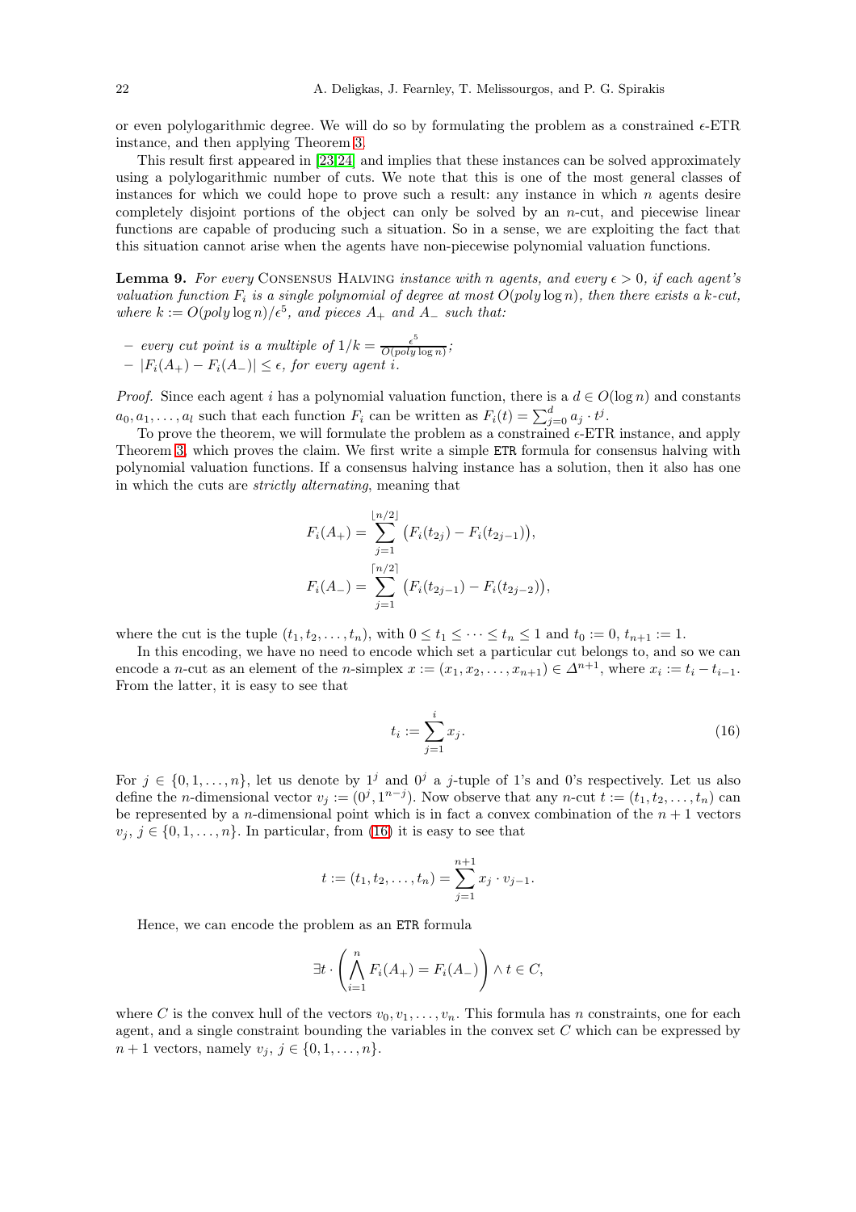or even polylogarithmic degree. We will do so by formulating the problem as a constrained $\epsilon$-ETR instance, and then applying Theorem 3.

This result first appeared in [23,24] and implies that these instances can be solved approximately using a polylogarithmic number of cuts. We note that this is one of the most general classes of instances for which we could hope to prove such a result: any instance in which $n$ agents desire completely disjoint portions of the object can only be solved by an $n$-cut, and piecewise linear functions are capable of producing such a situation. So in a sense, we are exploiting the fact that this situation cannot arise when the agents have non-piecewise polynomial valuation functions.

**Lemma 9.** *For every* Consensus Halving *instance with $n$ agents, and every $\epsilon > 0$, if each agent's valuation function $F_i$ is a single polynomial of degree at most $O(\text{poly} \log n)$, then there exists a $k$-cut, where $k := O(\text{poly} \log n)/\epsilon^5$, and pieces $A_+$ and $A_-$ such that:*

- *every cut point is a multiple of $1/k = \frac{\epsilon^5}{O(\text{poly} \log n)}$;*
- *$|F_i(A_+) - F_i(A_-)| \leq \epsilon$, for every agent $i$.*

*Proof.* Since each agent $i$ has a polynomial valuation function, there is a $d \in O(\log n)$ and constants $a_0, a_1, \ldots, a_l$ such that each function $F_i$ can be written as $F_i(t) = \sum_{j=0}^{d} a_j \cdot t^j$.

To prove the theorem, we will formulate the problem as a constrained $\epsilon$-ETR instance, and apply Theorem 3, which proves the claim. We first write a simple ETR formula for consensus halving with polynomial valuation functions. If a consensus halving instance has a solution, then it also has one in which the cuts are *strictly alternating*, meaning that

$$F_i(A_+) = \sum_{j=1}^{\lfloor n/2 \rfloor} \big(F_i(t_{2j}) - F_i(t_{2j-1})\big),$$

$$F_i(A_-) = \sum_{j=1}^{\lceil n/2 \rceil} \big(F_i(t_{2j-1}) - F_i(t_{2j-2})\big),$$

where the cut is the tuple $(t_1, t_2, \ldots, t_n)$, with $0 \leq t_1 \leq \cdots \leq t_n \leq 1$ and $t_0 := 0$, $t_{n+1} := 1$.

In this encoding, we have no need to encode which set a particular cut belongs to, and so we can encode a $n$-cut as an element of the $n$-simplex $x := (x_1, x_2, \ldots, x_{n+1}) \in \Delta^{n+1}$, where $x_i := t_i - t_{i-1}$. From the latter, it is easy to see that

$$t_i := \sum_{j=1}^{i} x_j. \tag{16}$$

For $j \in \{0, 1, \ldots, n\}$, let us denote by $1^j$ and $0^j$ a $j$-tuple of 1's and 0's respectively. Let us also define the $n$-dimensional vector $v_j := (0^j, 1^{n-j})$. Now observe that any $n$-cut $t := (t_1, t_2, \ldots, t_n)$ can be represented by a $n$-dimensional point which is in fact a convex combination of the $n+1$ vectors $v_j$, $j \in \{0, 1, \ldots, n\}$. In particular, from (16) it is easy to see that

$$t := (t_1, t_2, \ldots, t_n) = \sum_{j=1}^{n+1} x_j \cdot v_{j-1}.$$

Hence, we can encode the problem as an ETR formula

$$\exists t \cdot \left( \bigwedge_{i=1}^{n} F_i(A_+) = F_i(A_-) \right) \wedge t \in C,$$

where $C$ is the convex hull of the vectors $v_0, v_1, \ldots, v_n$. This formula has $n$ constraints, one for each agent, and a single constraint bounding the variables in the convex set $C$ which can be expressed by $n+1$ vectors, namely $v_j$, $j \in \{0, 1, \ldots, n\}$.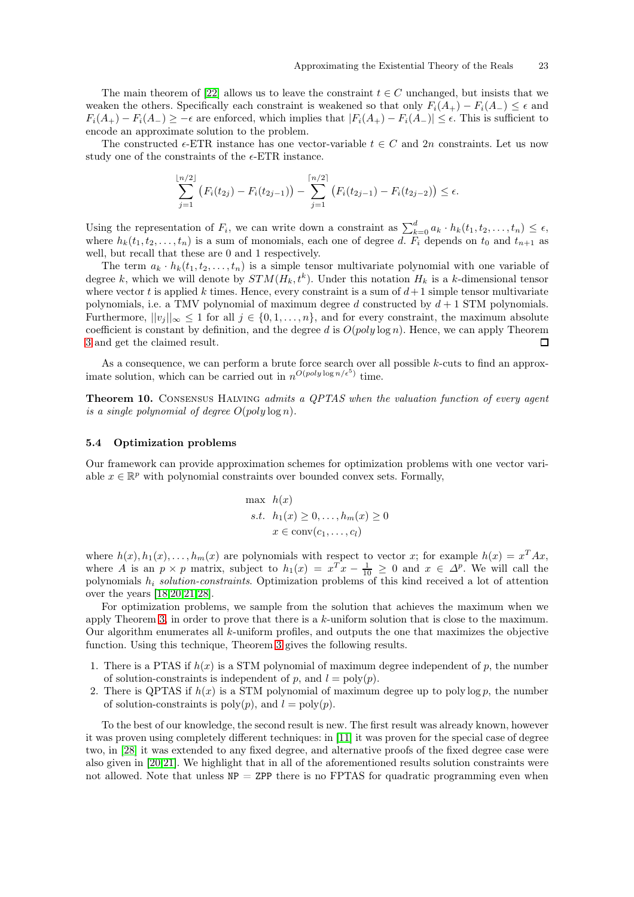The main theorem of [22] allows us to leave the constraint $t \in C$ unchanged, but insists that we weaken the others. Specifically each constraint is weakened so that only $F_i(A_+) - F_i(A_-) \leq \epsilon$ and $F_i(A_+) - F_i(A_-) \geq -\epsilon$ are enforced, which implies that $|F_i(A_+) - F_i(A_-)| \leq \epsilon$. This is sufficient to encode an approximate solution to the problem.

The constructed $\epsilon$-ETR instance has one vector-variable $t \in C$ and $2n$ constraints. Let us now study one of the constraints of the $\epsilon$-ETR instance.

$$\sum_{j=1}^{\lfloor n/2 \rfloor} \big(F_i(t_{2j}) - F_i(t_{2j-1})\big) - \sum_{j=1}^{\lceil n/2 \rceil} \big(F_i(t_{2j-1}) - F_i(t_{2j-2})\big) \leq \epsilon.$$

Using the representation of $F_i$, we can write down a constraint as $\sum_{k=0}^{d} a_k \cdot h_k(t_1, t_2, \ldots, t_n) \leq \epsilon$, where $h_k(t_1, t_2, \ldots, t_n)$ is a sum of monomials, each one of degree $d$. $F_i$ depends on $t_0$ and $t_{n+1}$ as well, but recall that these are 0 and 1 respectively.

The term $a_k \cdot h_k(t_1, t_2, \ldots, t_n)$ is a simple tensor multivariate polynomial with one variable of degree $k$, which we will denote by $STM(H_k, t^k)$. Under this notation $H_k$ is a $k$-dimensional tensor where vector $t$ is applied $k$ times. Hence, every constraint is a sum of $d+1$ simple tensor multivariate polynomials, i.e. a TMV polynomial of maximum degree $d$ constructed by $d+1$ STM polynomials. Furthermore, $||v_j||_\infty \leq 1$ for all $j \in \{0, 1, \ldots, n\}$, and for every constraint, the maximum absolute coefficient is constant by definition, and the degree $d$ is $O(poly \log n)$. Hence, we can apply Theorem 3 and get the claimed result. $\square$

As a consequence, we can perform a brute force search over all possible $k$-cuts to find an approximate solution, which can be carried out in $n^{O(poly \log n/\epsilon^5)}$ time.

**Theorem 10.** Consensus Halving *admits a QPTAS when the valuation function of every agent is a single polynomial of degree $O(poly \log n)$.*

### 5.4 Optimization problems

Our framework can provide approximation schemes for optimization problems with one vector variable $x \in \mathbb{R}^p$ with polynomial constraints over bounded convex sets. Formally,

$$\begin{aligned} \max \ \ & h(x) \\ s.t. \ \ & h_1(x) \geq 0, \ldots, h_m(x) \geq 0 \\ & x \in \text{conv}(c_1, \ldots, c_l) \end{aligned}$$

where $h(x), h_1(x), \ldots, h_m(x)$ are polynomials with respect to vector $x$; for example $h(x) = x^T Ax$, where $A$ is an $p \times p$ matrix, subject to $h_1(x) = x^T x - \frac{1}{10} \geq 0$ and $x \in \Delta^p$. We will call the polynomials $h_i$ *solution-constraints*. Optimization problems of this kind received a lot of attention over the years [18,20,21,28].

For optimization problems, we sample from the solution that achieves the maximum when we apply Theorem 3, in order to prove that there is a $k$-uniform solution that is close to the maximum. Our algorithm enumerates all $k$-uniform profiles, and outputs the one that maximizes the objective function. Using this technique, Theorem 3 gives the following results.

1. There is a PTAS if $h(x)$ is a STM polynomial of maximum degree independent of $p$, the number of solution-constraints is independent of $p$, and $l = \text{poly}(p)$.
2. There is QPTAS if $h(x)$ is a STM polynomial of maximum degree up to $\text{poly} \log p$, the number of solution-constraints is $\text{poly}(p)$, and $l = \text{poly}(p)$.

To the best of our knowledge, the second result is new. The first result was already known, however it was proven using completely different techniques: in [11] it was proven for the special case of degree two, in [28] it was extended to any fixed degree, and alternative proofs of the fixed degree case were also given in [20,21]. We highlight that in all of the aforementioned results solution constraints were not allowed. Note that unless NP = ZPP there is no FPTAS for quadratic programming even when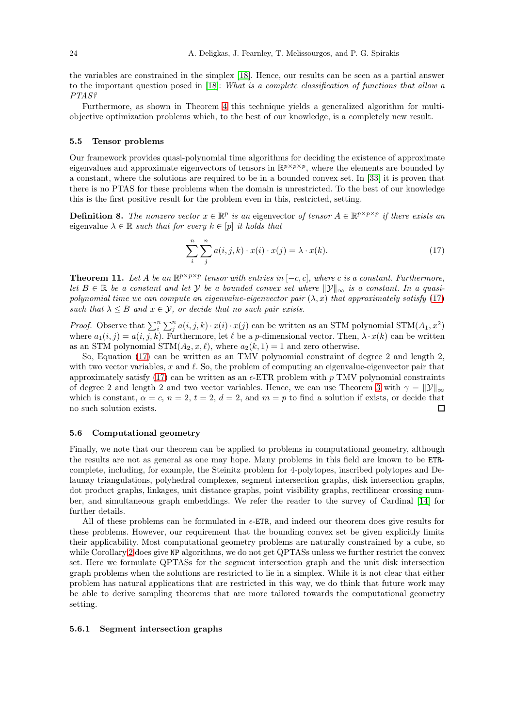the variables are constrained in the simplex [18]. Hence, our results can be seen as a partial answer to the important question posed in [18]: *What is a complete classification of functions that allow a PTAS?*

Furthermore, as shown in Theorem 4 this technique yields a generalized algorithm for multi-objective optimization problems which, to the best of our knowledge, is a completely new result.

### 5.5 Tensor problems

Our framework provides quasi-polynomial time algorithms for deciding the existence of approximate eigenvalues and approximate eigenvectors of tensors in $\mathbb{R}^{p \times p \times p}$, where the elements are bounded by a constant, where the solutions are required to be in a bounded convex set. In [33] it is proven that there is no PTAS for these problems when the domain is unrestricted. To the best of our knowledge this is the first positive result for the problem even in this, restricted, setting.

**Definition 8.** *The nonzero vector $x \in \mathbb{R}^p$ is an* eigenvector *of tensor $A \in \mathbb{R}^{p \times p \times p}$ if there exists an* eigenvalue *$\lambda \in \mathbb{R}$ such that for every $k \in [p]$ it holds that*

$$\sum_{i}^{n} \sum_{j}^{n} a(i,j,k) \cdot x(i) \cdot x(j) = \lambda \cdot x(k). \tag{17}$$

**Theorem 11.** *Let $A$ be an $\mathbb{R}^{p \times p \times p}$ tensor with entries in $[-c, c]$, where $c$ is a constant. Furthermore, let $B \in \mathbb{R}$ be a constant and let $\mathcal{Y}$ be a bounded convex set where $\|\mathcal{Y}\|_\infty$ is a constant. In a quasi-polynomial time we can compute an eigenvalue-eigenvector pair $(\lambda, x)$ that approximately satisfy (17) such that $\lambda \leq B$ and $x \in \mathcal{Y}$, or decide that no such pair exists.*

*Proof.* Observe that $\sum_i^n \sum_j^n a(i,j,k) \cdot x(i) \cdot x(j)$ can be written as an STM polynomial $\text{STM}(A_1, x^2)$ where $a_1(i,j) = a(i,j,k)$. Furthermore, let $\ell$ be a $p$-dimensional vector. Then, $\lambda \cdot x(k)$ can be written as an STM polynomial $\text{STM}(A_2, x, \ell)$, where $a_2(k, 1) = 1$ and zero otherwise.

So, Equation (17) can be written as an TMV polynomial constraint of degree 2 and length 2, with two vector variables, $x$ and $\ell$. So, the problem of computing an eigenvalue-eigenvector pair that approximately satisfy (17) can be written as an $\epsilon$-ETR problem with $p$ TMV polynomial constraints of degree 2 and length 2 and two vector variables. Hence, we can use Theorem 3 with $\gamma = \|\mathcal{Y}\|_\infty$ which is constant, $\alpha = c$, $n = 2$, $t = 2$, $d = 2$, and $m = p$ to find a solution if exists, or decide that no such solution exists. ◻

### 5.6 Computational geometry

Finally, we note that our theorem can be applied to problems in computational geometry, although the results are not as general as one may hope. Many problems in this field are known to be ETR-complete, including, for example, the Steinitz problem for 4-polytopes, inscribed polytopes and Delaunay triangulations, polyhedral complexes, segment intersection graphs, disk intersection graphs, dot product graphs, linkages, unit distance graphs, point visibility graphs, rectilinear crossing number, and simultaneous graph embeddings. We refer the reader to the survey of Cardinal [14] for further details.

All of these problems can be formulated in $\epsilon$-ETR, and indeed our theorem does give results for these problems. However, our requirement that the bounding convex set be given explicitly limits their applicability. Most computational geometry problems are naturally constrained by a cube, so while Corollary 2 does give NP algorithms, we do not get QPTASs unless we further restrict the convex set. Here we formulate QPTASs for the segment intersection graph and the unit disk intersection graph problems when the solutions are restricted to lie in a simplex. While it is not clear that either problem has natural applications that are restricted in this way, we do think that future work may be able to derive sampling theorems that are more tailored towards the computational geometry setting.

#### 5.6.1 Segment intersection graphs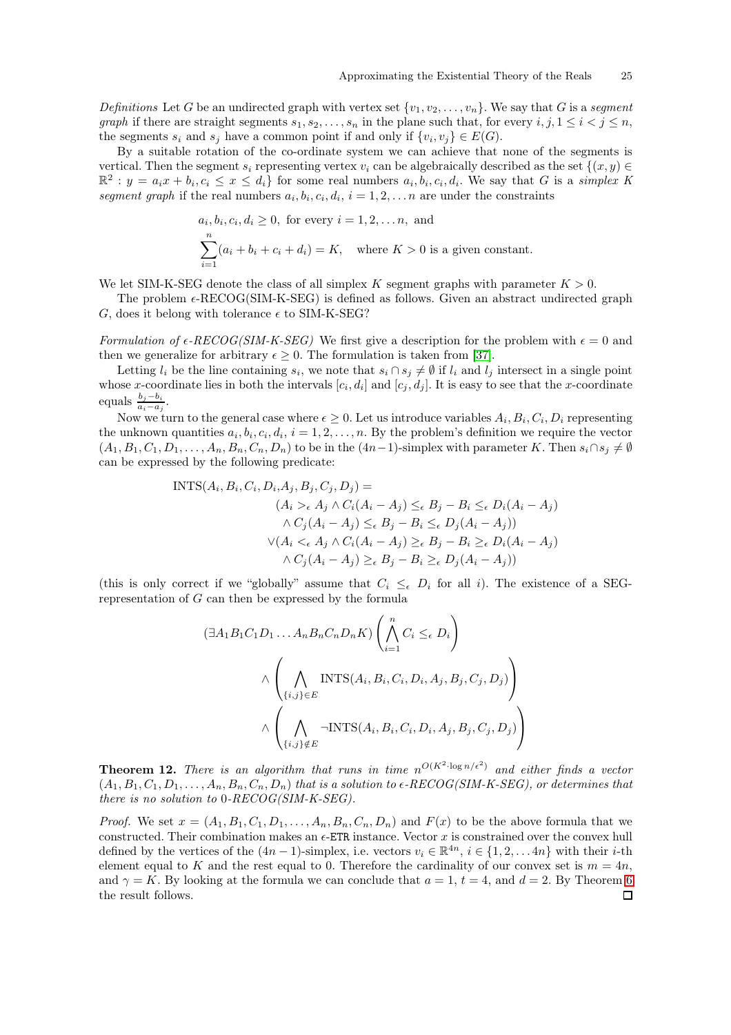*Definitions* Let $G$ be an undirected graph with vertex set $\{v_1, v_2, \ldots, v_n\}$. We say that $G$ is a *segment graph* if there are straight segments $s_1, s_2, \ldots, s_n$ in the plane such that, for every $i, j, 1 \leq i < j \leq n$, the segments $s_i$ and $s_j$ have a common point if and only if $\{v_i, v_j\} \in E(G)$.

By a suitable rotation of the co-ordinate system we can achieve that none of the segments is vertical. Then the segment $s_i$ representing vertex $v_i$ can be algebraically described as the set $\{(x, y) \in \mathbb{R}^2 : y = a_i x + b_i, c_i \leq x \leq d_i\}$ for some real numbers $a_i, b_i, c_i, d_i$. We say that $G$ is a *simplex K segment graph* if the real numbers $a_i, b_i, c_i, d_i$, $i = 1, 2, \ldots n$ are under the constraints

$$a_i, b_i, c_i, d_i \geq 0, \text{ for every } i = 1, 2, \ldots n, \text{ and}$$

$$\sum_{i=1}^{n}(a_i + b_i + c_i + d_i) = K, \quad \text{where } K > 0 \text{ is a given constant.}$$

We let SIM-K-SEG denote the class of all simplex $K$ segment graphs with parameter $K > 0$.

The problem $\epsilon$-RECOG(SIM-K-SEG) is defined as follows. Given an abstract undirected graph $G$, does it belong with tolerance $\epsilon$ to SIM-K-SEG?

*Formulation of $\epsilon$-RECOG(SIM-K-SEG)* We first give a description for the problem with $\epsilon = 0$ and then we generalize for arbitrary $\epsilon \geq 0$. The formulation is taken from [37].

Letting $l_i$ be the line containing $s_i$, we note that $s_i \cap s_j \neq \emptyset$ if $l_i$ and $l_j$ intersect in a single point whose $x$-coordinate lies in both the intervals $[c_i, d_i]$ and $[c_j, d_j]$. It is easy to see that the $x$-coordinate equals $\frac{b_j - b_i}{a_i - a_j}$.

Now we turn to the general case where $\epsilon \geq 0$. Let us introduce variables $A_i, B_i, C_i, D_i$ representing the unknown quantities $a_i, b_i, c_i, d_i$, $i = 1, 2, \ldots, n$. By the problem's definition we require the vector $(A_1, B_1, C_1, D_1, \ldots, A_n, B_n, C_n, D_n)$ to be in the $(4n-1)$-simplex with parameter $K$. Then $s_i \cap s_j \neq \emptyset$ can be expressed by the following predicate:

$$\begin{aligned}
\mathrm{INTS}(A_i, B_i, C_i, D_i, A_j, B_j, C_j, D_j) = \\
&(A_i >_\epsilon A_j \wedge C_i(A_i - A_j) \leq_\epsilon B_j - B_i \leq_\epsilon D_i(A_i - A_j) \\
&\wedge C_j(A_i - A_j) \leq_\epsilon B_j - B_i \leq_\epsilon D_j(A_i - A_j)) \\
&\vee (A_i <_\epsilon A_j \wedge C_i(A_i - A_j) \geq_\epsilon B_j - B_i \geq_\epsilon D_i(A_i - A_j) \\
&\wedge C_j(A_i - A_j) \geq_\epsilon B_j - B_i \geq_\epsilon D_j(A_i - A_j))
\end{aligned}$$

(this is only correct if we "globally" assume that $C_i \leq_\epsilon D_i$ for all $i$). The existence of a SEG-representation of $G$ can then be expressed by the formula

$$\begin{aligned}
(\exists A_1 B_1 C_1 D_1 \ldots A_n B_n C_n D_n K) &\left(\bigwedge_{i=1}^{n} C_i \leq_\epsilon D_i\right) \\
&\wedge \left(\bigwedge_{\{i,j\} \in E} \mathrm{INTS}(A_i, B_i, C_i, D_i, A_j, B_j, C_j, D_j)\right) \\
&\wedge \left(\bigwedge_{\{i,j\} \notin E} \neg\mathrm{INTS}(A_i, B_i, C_i, D_i, A_j, B_j, C_j, D_j)\right)
\end{aligned}$$

**Theorem 12.** *There is an algorithm that runs in time $n^{O(K^2 \cdot \log n/\epsilon^2)}$ and either finds a vector $(A_1, B_1, C_1, D_1, \ldots, A_n, B_n, C_n, D_n)$ that is a solution to $\epsilon$-RECOG(SIM-K-SEG), or determines that there is no solution to 0-RECOG(SIM-K-SEG).*

*Proof.* We set $x = (A_1, B_1, C_1, D_1, \ldots, A_n, B_n, C_n, D_n)$ and $F(x)$ to be the above formula that we constructed. Their combination makes an $\epsilon$-ETR instance. Vector $x$ is constrained over the convex hull defined by the vertices of the $(4n-1)$-simplex, i.e. vectors $v_i \in \mathbb{R}^{4n}$, $i \in \{1, 2, \ldots 4n\}$ with their $i$-th element equal to $K$ and the rest equal to 0. Therefore the cardinality of our convex set is $m = 4n$, and $\gamma = K$. By looking at the formula we can conclude that $a = 1$, $t = 4$, and $d = 2$. By Theorem 6 the result follows. ☐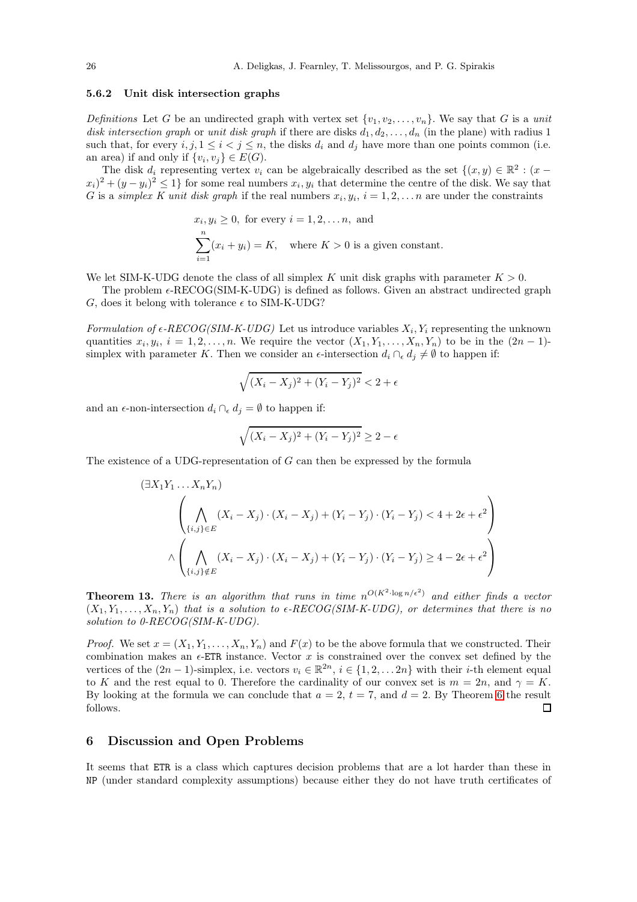### 5.6.2 Unit disk intersection graphs

*Definitions* Let $G$ be an undirected graph with vertex set $\{v_1, v_2, \dots, v_n\}$. We say that $G$ is a *unit disk intersection graph* or *unit disk graph* if there are disks $d_1, d_2, \dots, d_n$ (in the plane) with radius 1 such that, for every $i, j, 1 \leq i < j \leq n$, the disks $d_i$ and $d_j$ have more than one points common (i.e. an area) if and only if $\{v_i, v_j\} \in E(G)$.

The disk $d_i$ representing vertex $v_i$ can be algebraically described as the set $\{(x, y) \in \mathbb{R}^2 : (x - x_i)^2 + (y - y_i)^2 \leq 1\}$ for some real numbers $x_i, y_i$ that determine the centre of the disk. We say that $G$ is a *simplex K unit disk graph* if the real numbers $x_i, y_i$, $i = 1, 2, \dots n$ are under the constraints

$$x_i, y_i \geq 0, \text{ for every } i = 1, 2, \dots n, \text{ and}$$
$$\sum_{i=1}^{n}(x_i + y_i) = K, \quad \text{where } K > 0 \text{ is a given constant.}$$

We let SIM-K-UDG denote the class of all simplex $K$ unit disk graphs with parameter $K > 0$.

The problem $\epsilon$-RECOG(SIM-K-UDG) is defined as follows. Given an abstract undirected graph $G$, does it belong with tolerance $\epsilon$ to SIM-K-UDG?

*Formulation of $\epsilon$-RECOG(SIM-K-UDG)* Let us introduce variables $X_i, Y_i$ representing the unknown quantities $x_i, y_i$, $i = 1, 2, \dots, n$. We require the vector $(X_1, Y_1, \dots, X_n, Y_n)$ to be in the $(2n-1)$-simplex with parameter $K$. Then we consider an $\epsilon$-intersection $d_i \cap_\epsilon d_j \neq \emptyset$ to happen if:

$$\sqrt{(X_i - X_j)^2 + (Y_i - Y_j)^2} < 2 + \epsilon$$

and an $\epsilon$-non-intersection $d_i \cap_\epsilon d_j = \emptyset$ to happen if:

$$\sqrt{(X_i - X_j)^2 + (Y_i - Y_j)^2} \geq 2 - \epsilon$$

The existence of a UDG-representation of $G$ can then be expressed by the formula

$$
\begin{aligned}
&(\exists X_1 Y_1 \dots X_n Y_n) \\
&\qquad \left( \bigwedge_{\{i,j\} \in E} (X_i - X_j) \cdot (X_i - X_j) + (Y_i - Y_j) \cdot (Y_i - Y_j) < 4 + 2\epsilon + \epsilon^2 \right) \\
&\qquad \wedge \left( \bigwedge_{\{i,j\} \notin E} (X_i - X_j) \cdot (X_i - X_j) + (Y_i - Y_j) \cdot (Y_i - Y_j) \geq 4 - 2\epsilon + \epsilon^2 \right)
\end{aligned}
$$

**Theorem 13.** *There is an algorithm that runs in time $n^{O(K^2 \cdot \log n/\epsilon^2)}$ and either finds a vector $(X_1, Y_1, \dots, X_n, Y_n)$ that is a solution to $\epsilon$-RECOG(SIM-K-UDG), or determines that there is no solution to 0-RECOG(SIM-K-UDG).*

*Proof.* We set $x = (X_1, Y_1, \dots, X_n, Y_n)$ and $F(x)$ to be the above formula that we constructed. Their combination makes an $\epsilon$-ETR instance. Vector $x$ is constrained over the convex set defined by the vertices of the $(2n-1)$-simplex, i.e. vectors $v_i \in \mathbb{R}^{2n}$, $i \in \{1, 2, \dots 2n\}$ with their $i$-th element equal to $K$ and the rest equal to 0. Therefore the cardinality of our convex set is $m = 2n$, and $\gamma = K$. By looking at the formula we can conclude that $a = 2$, $t = 7$, and $d = 2$. By Theorem 6 the result follows. ◻

## 6 Discussion and Open Problems

It seems that ETR is a class which captures decision problems that are a lot harder than these in NP (under standard complexity assumptions) because either they do not have truth certificates of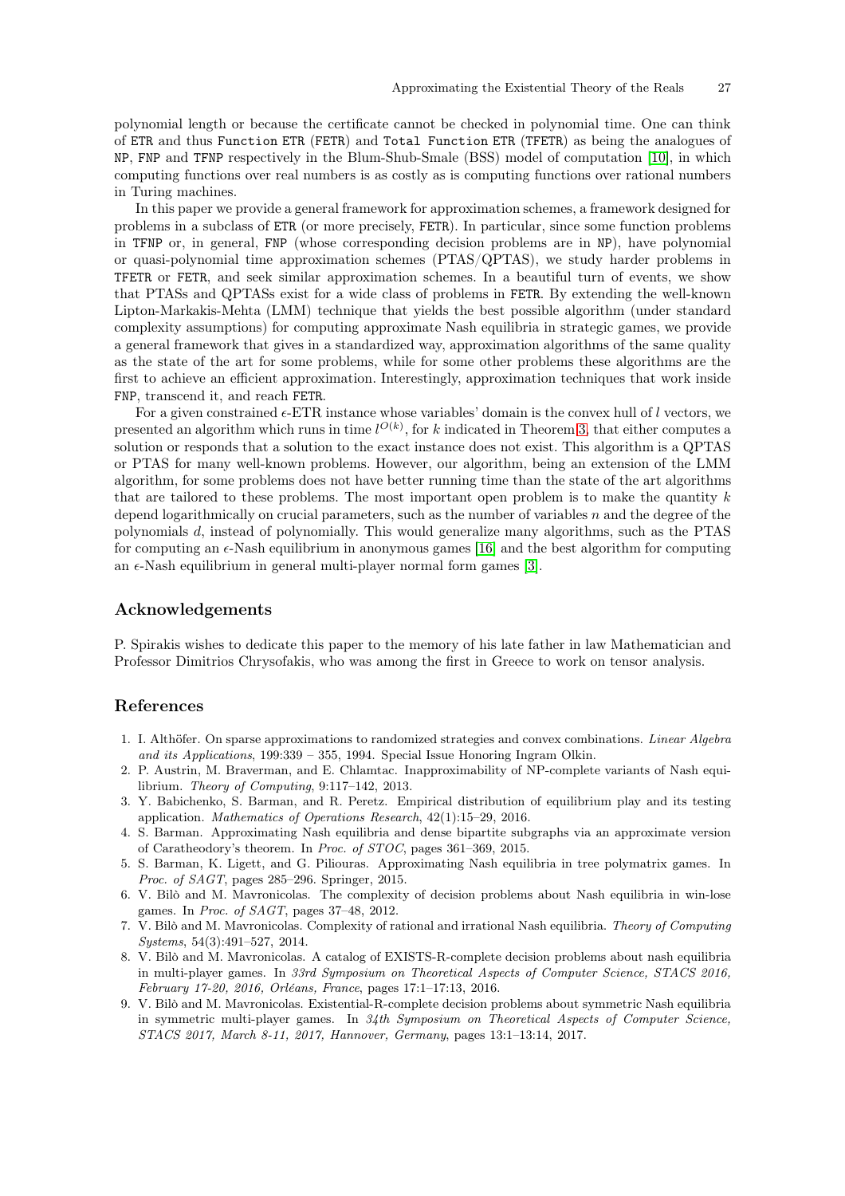polynomial length or because the certificate cannot be checked in polynomial time. One can think of ETR and thus Function ETR (FETR) and Total Function ETR (TFETR) as being the analogues of NP, FNP and TFNP respectively in the Blum-Shub-Smale (BSS) model of computation [10], in which computing functions over real numbers is as costly as is computing functions over rational numbers in Turing machines.

In this paper we provide a general framework for approximation schemes, a framework designed for problems in a subclass of ETR (or more precisely, FETR). In particular, since some function problems in TFNP or, in general, FNP (whose corresponding decision problems are in NP), have polynomial or quasi-polynomial time approximation schemes (PTAS/QPTAS), we study harder problems in TFETR or FETR, and seek similar approximation schemes. In a beautiful turn of events, we show that PTASs and QPTASs exist for a wide class of problems in FETR. By extending the well-known Lipton-Markakis-Mehta (LMM) technique that yields the best possible algorithm (under standard complexity assumptions) for computing approximate Nash equilibria in strategic games, we provide a general framework that gives in a standardized way, approximation algorithms of the same quality as the state of the art for some problems, while for some other problems these algorithms are the first to achieve an efficient approximation. Interestingly, approximation techniques that work inside FNP, transcend it, and reach FETR.

For a given constrained $\epsilon$-ETR instance whose variables' domain is the convex hull of $l$ vectors, we presented an algorithm which runs in time $l^{O(k)}$, for $k$ indicated in Theorem 3, that either computes a solution or responds that a solution to the exact instance does not exist. This algorithm is a QPTAS or PTAS for many well-known problems. However, our algorithm, being an extension of the LMM algorithm, for some problems does not have better running time than the state of the art algorithms that are tailored to these problems. The most important open problem is to make the quantity $k$ depend logarithmically on crucial parameters, such as the number of variables $n$ and the degree of the polynomials $d$, instead of polynomially. This would generalize many algorithms, such as the PTAS for computing an $\epsilon$-Nash equilibrium in anonymous games [16] and the best algorithm for computing an $\epsilon$-Nash equilibrium in general multi-player normal form games [3].

## Acknowledgements

P. Spirakis wishes to dedicate this paper to the memory of his late father in law Mathematician and Professor Dimitrios Chrysofakis, who was among the first in Greece to work on tensor analysis.

## References

1. I. Althöfer. On sparse approximations to randomized strategies and convex combinations. *Linear Algebra and its Applications*, 199:339 – 355, 1994. Special Issue Honoring Ingram Olkin.
2. P. Austrin, M. Braverman, and E. Chlamtac. Inapproximability of NP-complete variants of Nash equilibrium. *Theory of Computing*, 9:117–142, 2013.
3. Y. Babichenko, S. Barman, and R. Peretz. Empirical distribution of equilibrium play and its testing application. *Mathematics of Operations Research*, 42(1):15–29, 2016.
4. S. Barman. Approximating Nash equilibria and dense bipartite subgraphs via an approximate version of Caratheodory's theorem. In *Proc. of STOC*, pages 361–369, 2015.
5. S. Barman, K. Ligett, and G. Piliouras. Approximating Nash equilibria in tree polymatrix games. In *Proc. of SAGT*, pages 285–296. Springer, 2015.
6. V. Bilò and M. Mavronicolas. The complexity of decision problems about Nash equilibria in win-lose games. In *Proc. of SAGT*, pages 37–48, 2012.
7. V. Bilò and M. Mavronicolas. Complexity of rational and irrational Nash equilibria. *Theory of Computing Systems*, 54(3):491–527, 2014.
8. V. Bilò and M. Mavronicolas. A catalog of EXISTS-R-complete decision problems about nash equilibria in multi-player games. In *33rd Symposium on Theoretical Aspects of Computer Science, STACS 2016, February 17-20, 2016, Orléans, France*, pages 17:1–17:13, 2016.
9. V. Bilò and M. Mavronicolas. Existential-R-complete decision problems about symmetric Nash equilibria in symmetric multi-player games. In *34th Symposium on Theoretical Aspects of Computer Science, STACS 2017, March 8-11, 2017, Hannover, Germany*, pages 13:1–13:14, 2017.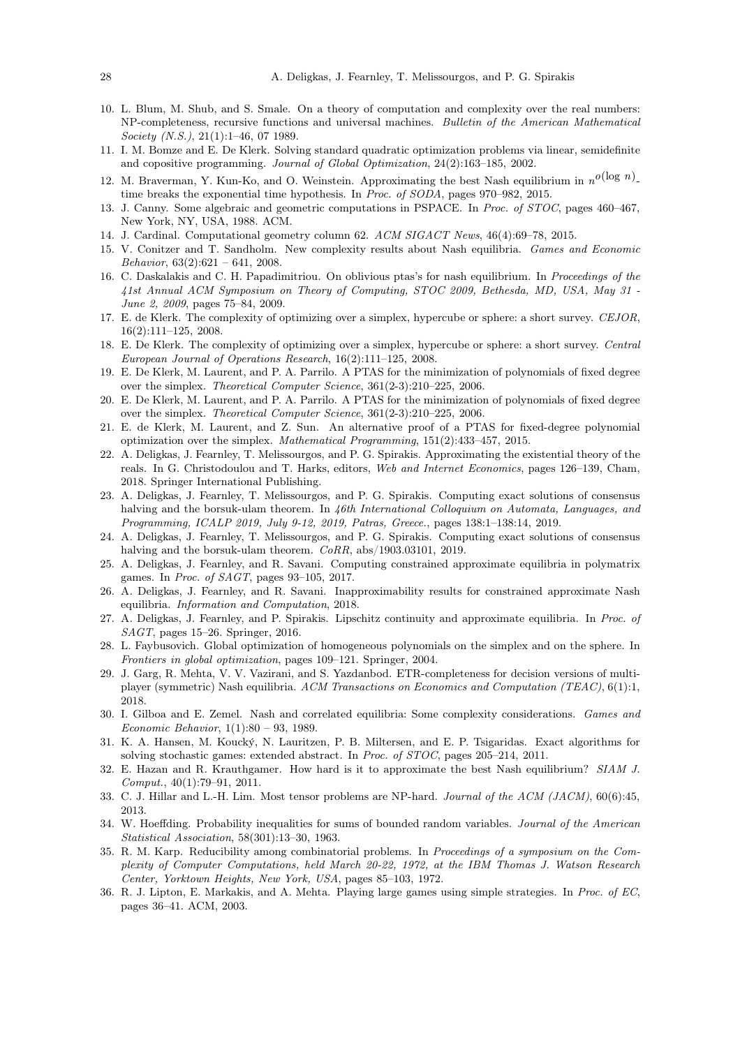10. L. Blum, M. Shub, and S. Smale. On a theory of computation and complexity over the real numbers: NP-completeness, recursive functions and universal machines. *Bulletin of the American Mathematical Society (N.S.)*, 21(1):1–46, 07 1989.
11. I. M. Bomze and E. De Klerk. Solving standard quadratic optimization problems via linear, semidefinite and copositive programming. *Journal of Global Optimization*, 24(2):163–185, 2002.
12. M. Braverman, Y. Kun-Ko, and O. Weinstein. Approximating the best Nash equilibrium in $n^{o(\log n)}$-time breaks the exponential time hypothesis. In *Proc. of SODA*, pages 970–982, 2015.
13. J. Canny. Some algebraic and geometric computations in PSPACE. In *Proc. of STOC*, pages 460–467, New York, NY, USA, 1988. ACM.
14. J. Cardinal. Computational geometry column 62. *ACM SIGACT News*, 46(4):69–78, 2015.
15. V. Conitzer and T. Sandholm. New complexity results about Nash equilibria. *Games and Economic Behavior*, 63(2):621 – 641, 2008.
16. C. Daskalakis and C. H. Papadimitriou. On oblivious ptas's for nash equilibrium. In *Proceedings of the 41st Annual ACM Symposium on Theory of Computing, STOC 2009, Bethesda, MD, USA, May 31 - June 2, 2009*, pages 75–84, 2009.
17. E. de Klerk. The complexity of optimizing over a simplex, hypercube or sphere: a short survey. *CEJOR*, 16(2):111–125, 2008.
18. E. De Klerk. The complexity of optimizing over a simplex, hypercube or sphere: a short survey. *Central European Journal of Operations Research*, 16(2):111–125, 2008.
19. E. De Klerk, M. Laurent, and P. A. Parrilo. A PTAS for the minimization of polynomials of fixed degree over the simplex. *Theoretical Computer Science*, 361(2-3):210–225, 2006.
20. E. De Klerk, M. Laurent, and P. A. Parrilo. A PTAS for the minimization of polynomials of fixed degree over the simplex. *Theoretical Computer Science*, 361(2-3):210–225, 2006.
21. E. de Klerk, M. Laurent, and Z. Sun. An alternative proof of a PTAS for fixed-degree polynomial optimization over the simplex. *Mathematical Programming*, 151(2):433–457, 2015.
22. A. Deligkas, J. Fearnley, T. Melissourgos, and P. G. Spirakis. Approximating the existential theory of the reals. In G. Christodoulou and T. Harks, editors, *Web and Internet Economics*, pages 126–139, Cham, 2018. Springer International Publishing.
23. A. Deligkas, J. Fearnley, T. Melissourgos, and P. G. Spirakis. Computing exact solutions of consensus halving and the borsuk-ulam theorem. In *46th International Colloquium on Automata, Languages, and Programming, ICALP 2019, July 9-12, 2019, Patras, Greece.*, pages 138:1–138:14, 2019.
24. A. Deligkas, J. Fearnley, T. Melissourgos, and P. G. Spirakis. Computing exact solutions of consensus halving and the borsuk-ulam theorem. *CoRR*, abs/1903.03101, 2019.
25. A. Deligkas, J. Fearnley, and R. Savani. Computing constrained approximate equilibria in polymatrix games. In *Proc. of SAGT*, pages 93–105, 2017.
26. A. Deligkas, J. Fearnley, and R. Savani. Inapproximability results for constrained approximate Nash equilibria. *Information and Computation*, 2018.
27. A. Deligkas, J. Fearnley, and P. Spirakis. Lipschitz continuity and approximate equilibria. In *Proc. of SAGT*, pages 15–26. Springer, 2016.
28. L. Faybusovich. Global optimization of homogeneous polynomials on the simplex and on the sphere. In *Frontiers in global optimization*, pages 109–121. Springer, 2004.
29. J. Garg, R. Mehta, V. V. Vazirani, and S. Yazdanbod. ETR-completeness for decision versions of multi-player (symmetric) Nash equilibria. *ACM Transactions on Economics and Computation (TEAC)*, 6(1):1, 2018.
30. I. Gilboa and E. Zemel. Nash and correlated equilibria: Some complexity considerations. *Games and Economic Behavior*, 1(1):80 – 93, 1989.
31. K. A. Hansen, M. Koucký, N. Lauritzen, P. B. Miltersen, and E. P. Tsigaridas. Exact algorithms for solving stochastic games: extended abstract. In *Proc. of STOC*, pages 205–214, 2011.
32. E. Hazan and R. Krauthgamer. How hard is it to approximate the best Nash equilibrium? *SIAM J. Comput.*, 40(1):79–91, 2011.
33. C. J. Hillar and L.-H. Lim. Most tensor problems are NP-hard. *Journal of the ACM (JACM)*, 60(6):45, 2013.
34. W. Hoeffding. Probability inequalities for sums of bounded random variables. *Journal of the American Statistical Association*, 58(301):13–30, 1963.
35. R. M. Karp. Reducibility among combinatorial problems. In *Proceedings of a symposium on the Complexity of Computer Computations, held March 20-22, 1972, at the IBM Thomas J. Watson Research Center, Yorktown Heights, New York, USA*, pages 85–103, 1972.
36. R. J. Lipton, E. Markakis, and A. Mehta. Playing large games using simple strategies. In *Proc. of EC*, pages 36–41. ACM, 2003.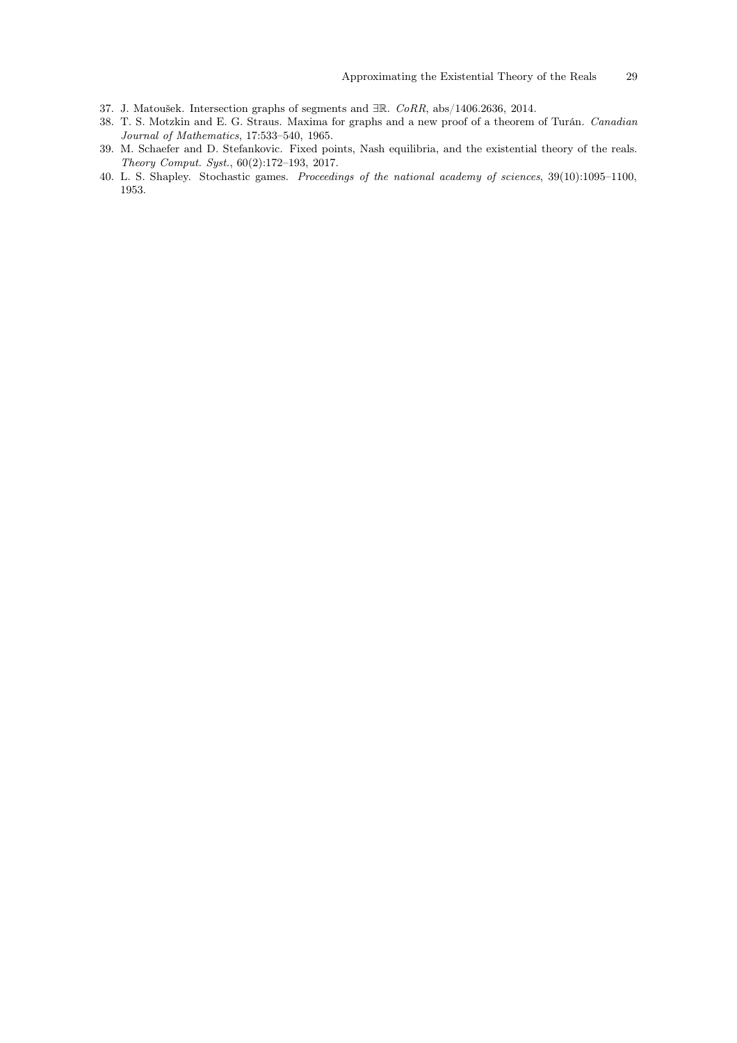37. J. Matoušek. Intersection graphs of segments and $\exists\mathbb{R}$. *CoRR*, abs/1406.2636, 2014.
38. T. S. Motzkin and E. G. Straus. Maxima for graphs and a new proof of a theorem of Turán. *Canadian Journal of Mathematics*, 17:533–540, 1965.
39. M. Schaefer and D. Stefankovic. Fixed points, Nash equilibria, and the existential theory of the reals. *Theory Comput. Syst.*, 60(2):172–193, 2017.
40. L. S. Shapley. Stochastic games. *Proceedings of the national academy of sciences*, 39(10):1095–1100, 1953.